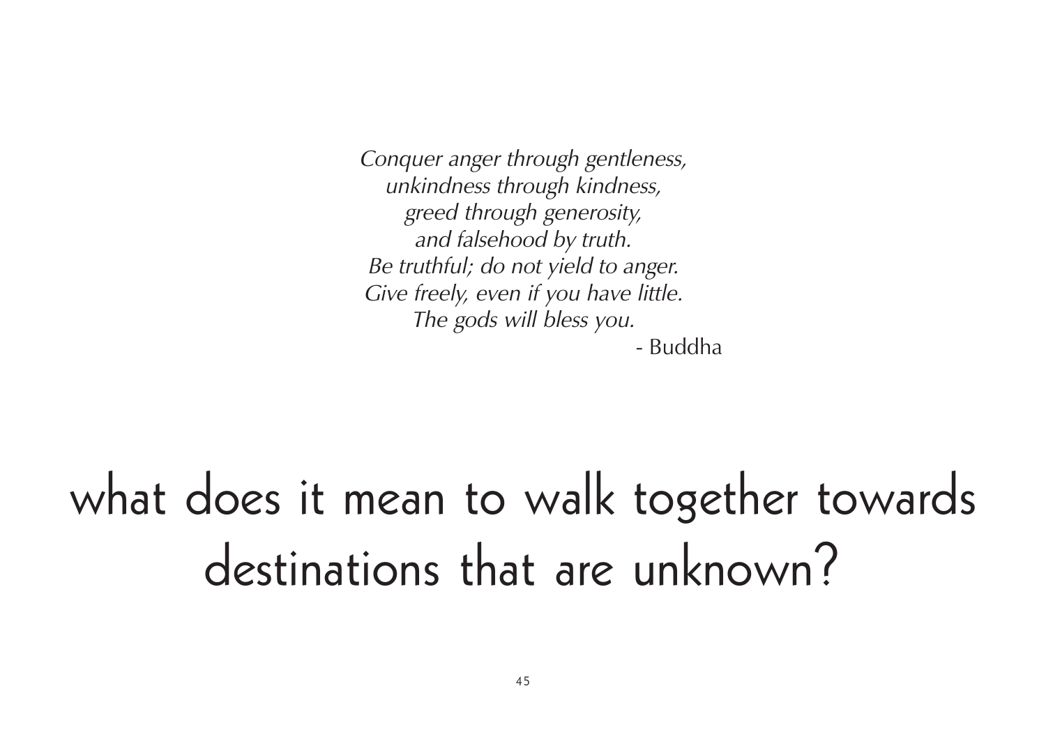*Conquer anger through gentleness,*
*unkindness through kindness,*
*greed through generosity,*
*and falsehood by truth.*
*Be truthful; do not yield to anger.*
*Give freely, even if you have little.*
*The gods will bless you.*

- Buddha

# what does it mean to walk together towards destinations that are unknown?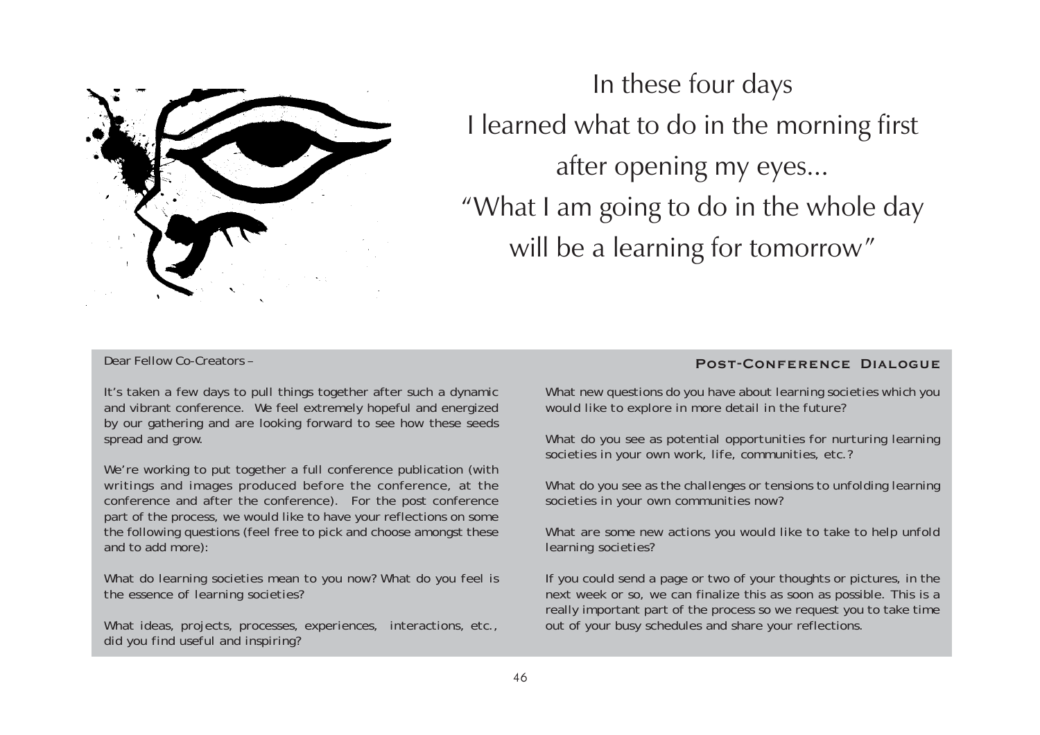In these four days
I learned what to do in the morning first
after opening my eyes...
"What I am going to do in the whole day
will be a learning for tomorrow"

Dear Fellow Co-Creators –

It's taken a few days to pull things together after such a dynamic and vibrant conference. We feel extremely hopeful and energized by our gathering and are looking forward to see how these seeds spread and grow.

We're working to put together a full conference publication (with writings and images produced before the conference, at the conference and after the conference). For the post conference part of the process, we would like to have your reflections on some the following questions (feel free to pick and choose amongst these and to add more):

## Post-Conference Dialogue

What do learning societies mean to you now? What do you feel is the essence of learning societies?

What ideas, projects, processes, experiences, interactions, etc., did you find useful and inspiring?

What new questions do you have about learning societies which you would like to explore in more detail in the future?

What do you see as potential opportunities for nurturing learning societies in your own work, life, communities, etc.?

What do you see as the challenges or tensions to unfolding learning societies in your own communities now?

What are some new actions you would like to take to help unfold learning societies?

If you could send a page or two of your thoughts or pictures, in the next week or so, we can finalize this as soon as possible. This is a really important part of the process so we request you to take time out of your busy schedules and share your reflections.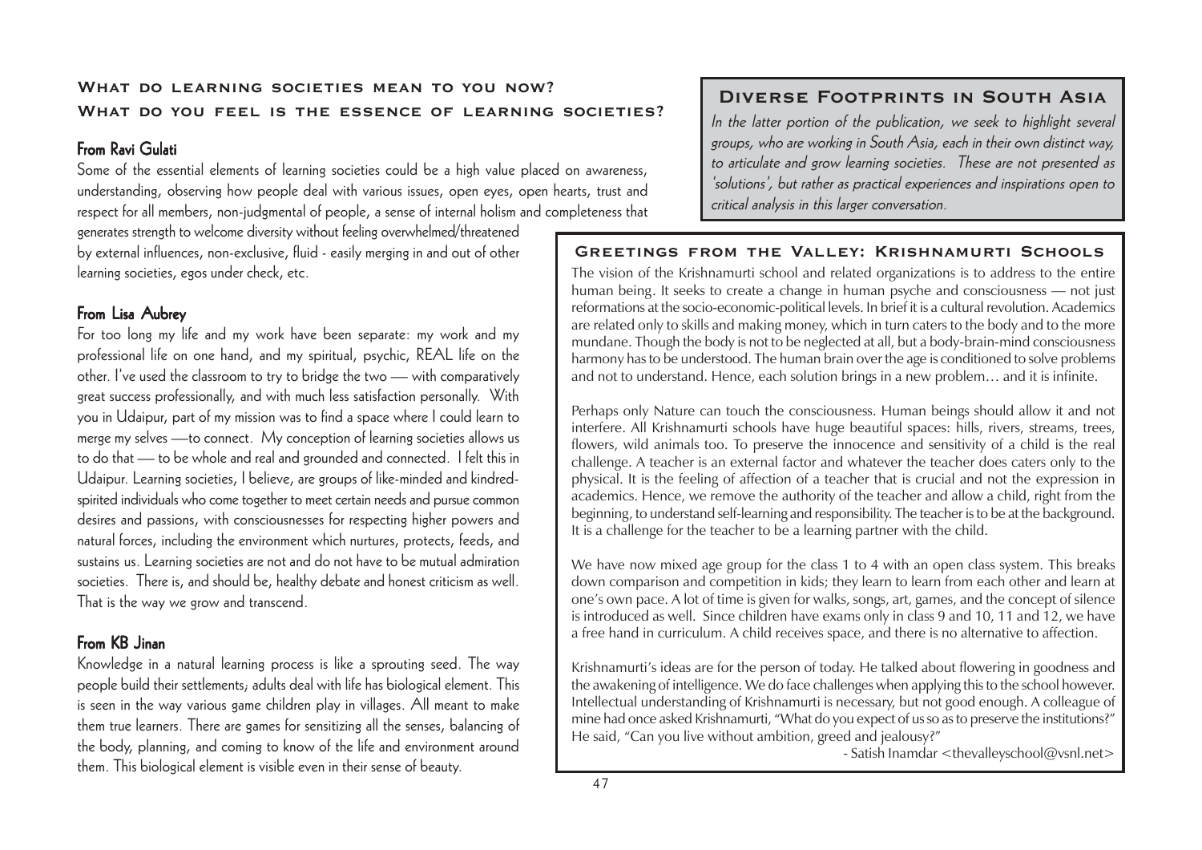## What do learning societies mean to you now?
## What do you feel is the essence of learning societies?

### From Ravi Gulati

Some of the essential elements of learning societies could be a high value placed on awareness, understanding, observing how people deal with various issues, open eyes, open hearts, trust and respect for all members, non-judgmental of people, a sense of internal holism and completeness that generates strength to welcome diversity without feeling overwhelmed/threatened by external influences, non-exclusive, fluid - easily merging in and out of other learning societies, egos under check, etc.

### From Lisa Aubrey

For too long my life and my work have been separate: my work and my professional life on one hand, and my spiritual, psychic, REAL life on the other. I've used the classroom to try to bridge the two — with comparatively great success professionally, and with much less satisfaction personally. With you in Udaipur, part of my mission was to find a space where I could learn to merge my selves —to connect. My conception of learning societies allows us to do that — to be whole and real and grounded and connected. I felt this in Udaipur. Learning societies, I believe, are groups of like-minded and kindred-spirited individuals who come together to meet certain needs and pursue common desires and passions, with consciousnesses for respecting higher powers and natural forces, including the environment which nurtures, protects, feeds, and sustains us. Learning societies are not and do not have to be mutual admiration societies. There is, and should be, healthy debate and honest criticism as well. That is the way we grow and transcend.

### From KB Jinan

Knowledge in a natural learning process is like a sprouting seed. The way people build their settlements; adults deal with life has biological element. This is seen in the way various game children play in villages. All meant to make them true learners. There are games for sensitizing all the senses, balancing of the body, planning, and coming to know of the life and environment around them. This biological element is visible even in their sense of beauty.

## Diverse Footprints in South Asia

*In the latter portion of the publication, we seek to highlight several groups, who are working in South Asia, each in their own distinct way, to articulate and grow learning societies. These are not presented as 'solutions', but rather as practical experiences and inspirations open to critical analysis in this larger conversation.*

## Greetings from the Valley: Krishnamurti Schools

The vision of the Krishnamurti school and related organizations is to address to the entire human being. It seeks to create a change in human psyche and consciousness — not just reformations at the socio-economic-political levels. In brief it is a cultural revolution. Academics are related only to skills and making money, which in turn caters to the body and to the more mundane. Though the body is not to be neglected at all, but a body-brain-mind consciousness harmony has to be understood. The human brain over the age is conditioned to solve problems and not to understand. Hence, each solution brings in a new problem… and it is infinite.

Perhaps only Nature can touch the consciousness. Human beings should allow it and not interfere. All Krishnamurti schools have huge beautiful spaces: hills, rivers, streams, trees, flowers, wild animals too. To preserve the innocence and sensitivity of a child is the real challenge. A teacher is an external factor and whatever the teacher does caters only to the physical. It is the feeling of affection of a teacher that is crucial and not the expression in academics. Hence, we remove the authority of the teacher and allow a child, right from the beginning, to understand self-learning and responsibility. The teacher is to be at the background. It is a challenge for the teacher to be a learning partner with the child.

We have now mixed age group for the class 1 to 4 with an open class system. This breaks down comparison and competition in kids; they learn to learn from each other and learn at one's own pace. A lot of time is given for walks, songs, art, games, and the concept of silence is introduced as well. Since children have exams only in class 9 and 10, 11 and 12, we have a free hand in curriculum. A child receives space, and there is no alternative to affection.

Krishnamurti's ideas are for the person of today. He talked about flowering in goodness and the awakening of intelligence. We do face challenges when applying this to the school however. Intellectual understanding of Krishnamurti is necessary, but not good enough. A colleague of mine had once asked Krishnamurti, "What do you expect of us so as to preserve the institutions?" He said, "Can you live without ambition, greed and jealousy?"

- Satish Inamdar <thevalleyschool@vsnl.net>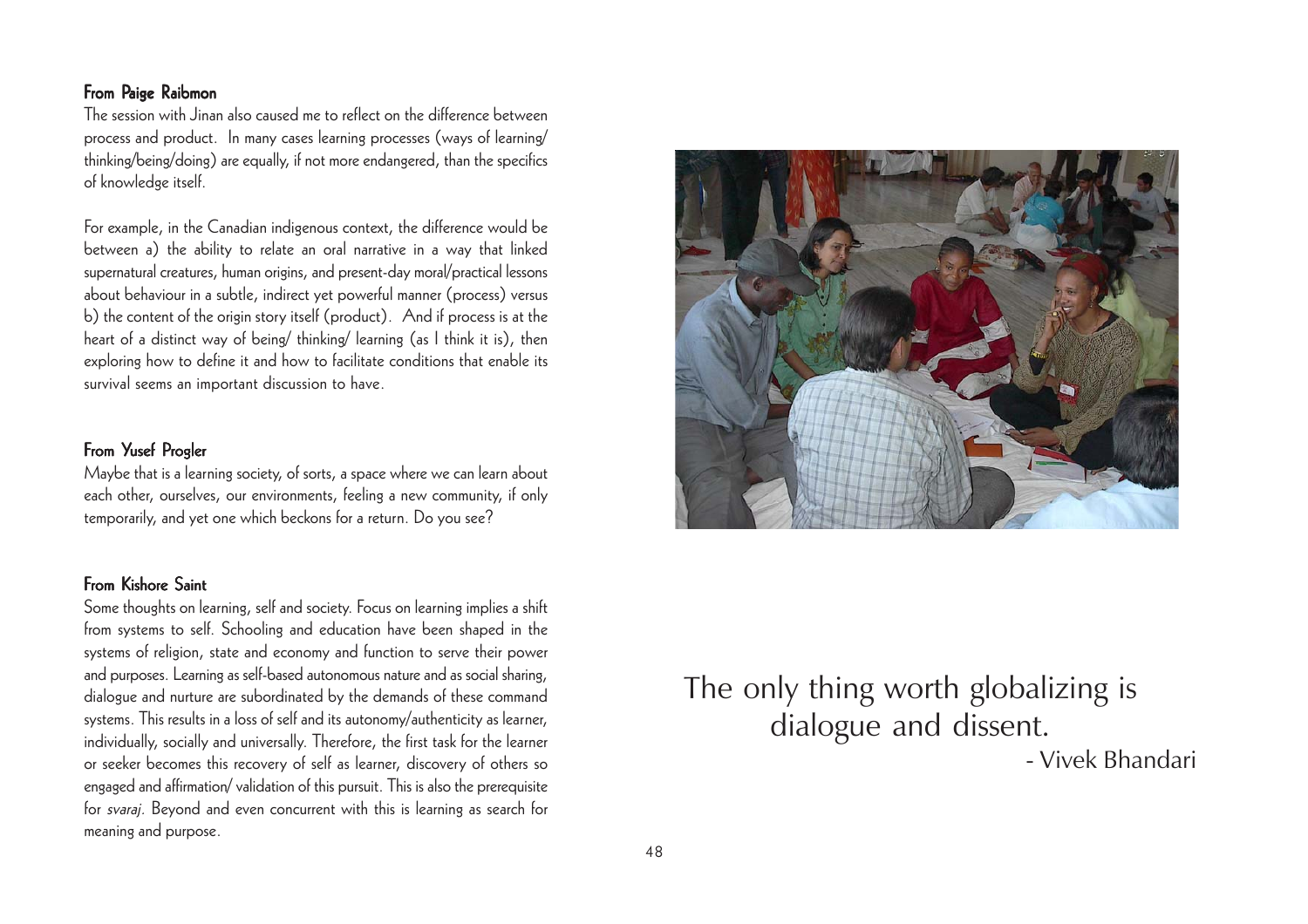### From Paige Raibmon

The session with Jinan also caused me to reflect on the difference between process and product. In many cases learning processes (ways of learning/ thinking/being/doing) are equally, if not more endangered, than the specifics of knowledge itself.

For example, in the Canadian indigenous context, the difference would be between a) the ability to relate an oral narrative in a way that linked supernatural creatures, human origins, and present-day moral/practical lessons about behaviour in a subtle, indirect yet powerful manner (process) versus b) the content of the origin story itself (product). And if process is at the heart of a distinct way of being/ thinking/ learning (as I think it is), then exploring how to define it and how to facilitate conditions that enable its survival seems an important discussion to have.

### From Yusef Progler

Maybe that is a learning society, of sorts, a space where we can learn about each other, ourselves, our environments, feeling a new community, if only temporarily, and yet one which beckons for a return. Do you see?

### From Kishore Saint

Some thoughts on learning, self and society. Focus on learning implies a shift from systems to self. Schooling and education have been shaped in the systems of religion, state and economy and function to serve their power and purposes. Learning as self-based autonomous nature and as social sharing, dialogue and nurture are subordinated by the demands of these command systems. This results in a loss of self and its autonomy/authenticity as learner, individually, socially and universally. Therefore, the first task for the learner or seeker becomes this recovery of self as learner, discovery of others so engaged and affirmation/ validation of this pursuit. This is also the prerequisite for *svaraj*. Beyond and even concurrent with this is learning as search for meaning and purpose.

The only thing worth globalizing is dialogue and dissent.

- Vivek Bhandari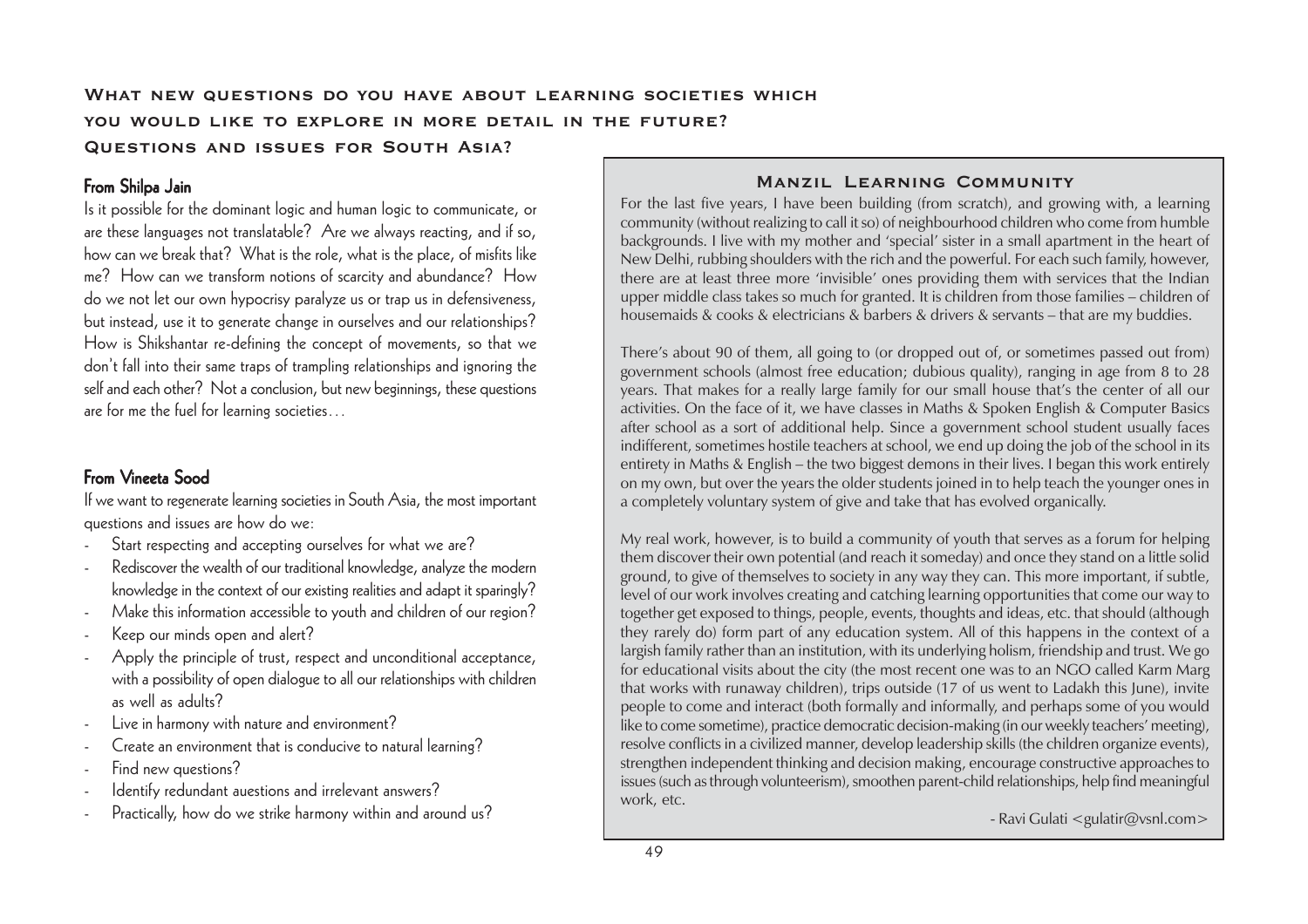## What new questions do you have about learning societies which you would like to explore in more detail in the future? Questions and issues for South Asia?

### From Shilpa Jain

Is it possible for the dominant logic and human logic to communicate, or are these languages not translatable? Are we always reacting, and if so, how can we break that? What is the role, what is the place, of misfits like me? How can we transform notions of scarcity and abundance? How do we not let our own hypocrisy paralyze us or trap us in defensiveness, but instead, use it to generate change in ourselves and our relationships? How is Shikshantar re-defining the concept of movements, so that we don't fall into their same traps of trampling relationships and ignoring the self and each other? Not a conclusion, but new beginnings, these questions are for me the fuel for learning societies…

### From Vineeta Sood

If we want to regenerate learning societies in South Asia, the most important questions and issues are how do we:

- Start respecting and accepting ourselves for what we are?
- Rediscover the wealth of our traditional knowledge, analyze the modern knowledge in the context of our existing realities and adapt it sparingly?
- Make this information accessible to youth and children of our region?
- Keep our minds open and alert?
- Apply the principle of trust, respect and unconditional acceptance, with a possibility of open dialogue to all our relationships with children as well as adults?
- Live in harmony with nature and environment?
- Create an environment that is conducive to natural learning?
- Find new questions?
- Identify redundant auestions and irrelevant answers?
- Practically, how do we strike harmony within and around us?

### Manzil Learning Community

For the last five years, I have been building (from scratch), and growing with, a learning community (without realizing to call it so) of neighbourhood children who come from humble backgrounds. I live with my mother and 'special' sister in a small apartment in the heart of New Delhi, rubbing shoulders with the rich and the powerful. For each such family, however, there are at least three more 'invisible' ones providing them with services that the Indian upper middle class takes so much for granted. It is children from those families – children of housemaids & cooks & electricians & barbers & drivers & servants – that are my buddies.

There's about 90 of them, all going to (or dropped out of, or sometimes passed out from) government schools (almost free education; dubious quality), ranging in age from 8 to 28 years. That makes for a really large family for our small house that's the center of all our activities. On the face of it, we have classes in Maths & Spoken English & Computer Basics after school as a sort of additional help. Since a government school student usually faces indifferent, sometimes hostile teachers at school, we end up doing the job of the school in its entirety in Maths & English – the two biggest demons in their lives. I began this work entirely on my own, but over the years the older students joined in to help teach the younger ones in a completely voluntary system of give and take that has evolved organically.

My real work, however, is to build a community of youth that serves as a forum for helping them discover their own potential (and reach it someday) and once they stand on a little solid ground, to give of themselves to society in any way they can. This more important, if subtle, level of our work involves creating and catching learning opportunities that come our way to together get exposed to things, people, events, thoughts and ideas, etc. that should (although they rarely do) form part of any education system. All of this happens in the context of a largish family rather than an institution, with its underlying holism, friendship and trust. We go for educational visits about the city (the most recent one was to an NGO called Karm Marg that works with runaway children), trips outside (17 of us went to Ladakh this June), invite people to come and interact (both formally and informally, and perhaps some of you would like to come sometime), practice democratic decision-making (in our weekly teachers' meeting), resolve conflicts in a civilized manner, develop leadership skills (the children organize events), strengthen independent thinking and decision making, encourage constructive approaches to issues (such as through volunteerism), smoothen parent-child relationships, help find meaningful work, etc.

- Ravi Gulati <gulatir@vsnl.com>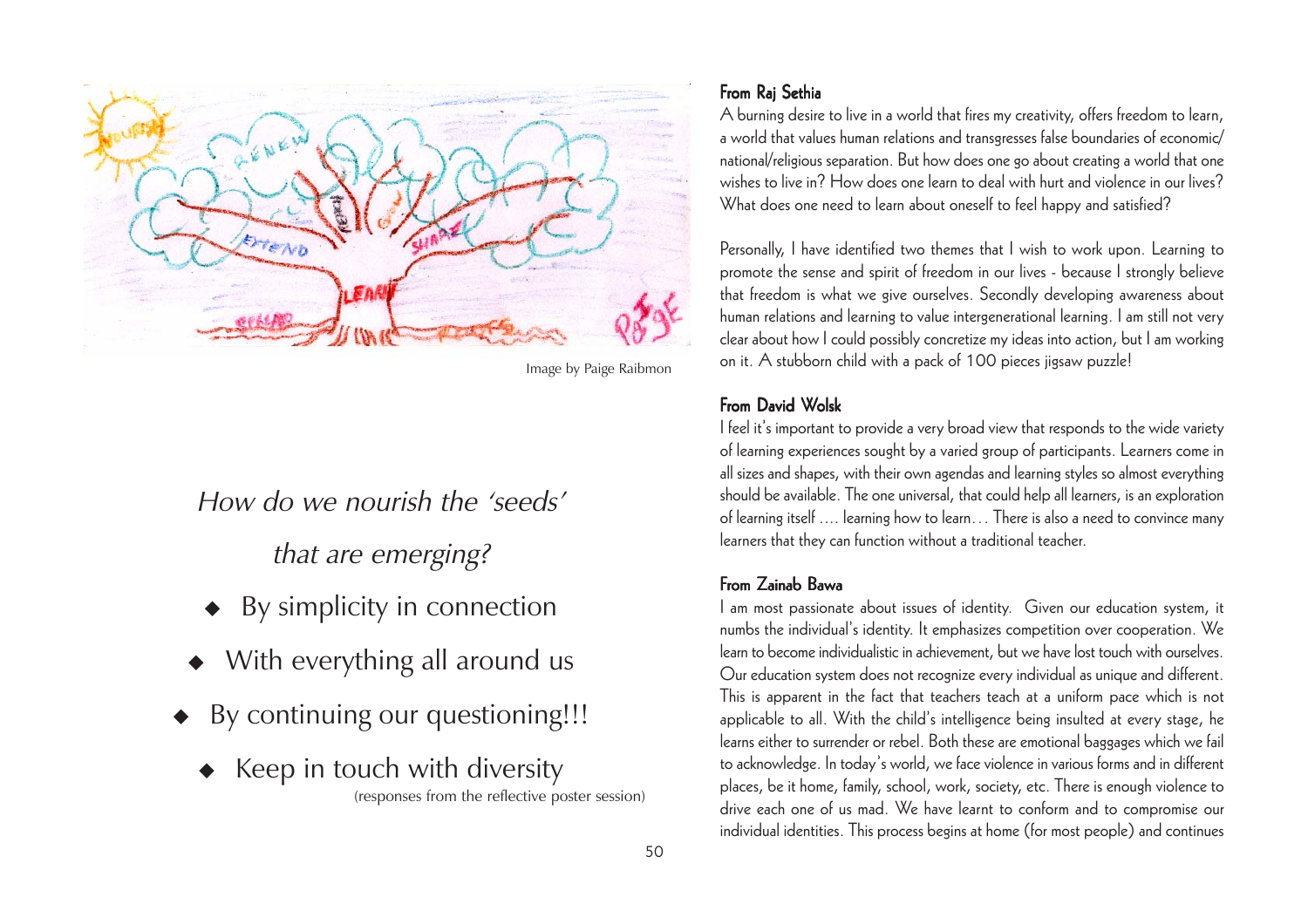Image by Paige Raibmon

*How do we nourish the 'seeds' that are emerging?*

- By simplicity in connection
- With everything all around us
- By continuing our questioning!!!
- Keep in touch with diversity

(responses from the reflective poster session)

#### From Raj Sethia

A burning desire to live in a world that fires my creativity, offers freedom to learn, a world that values human relations and transgresses false boundaries of economic/national/religious separation. But how does one go about creating a world that one wishes to live in? How does one learn to deal with hurt and violence in our lives? What does one need to learn about oneself to feel happy and satisfied?

Personally, I have identified two themes that I wish to work upon. Learning to promote the sense and spirit of freedom in our lives - because I strongly believe that freedom is what we give ourselves. Secondly developing awareness about human relations and learning to value intergenerational learning. I am still not very clear about how I could possibly concretize my ideas into action, but I am working on it. A stubborn child with a pack of 100 pieces jigsaw puzzle!

#### From David Wolsk

I feel it's important to provide a very broad view that responds to the wide variety of learning experiences sought by a varied group of participants. Learners come in all sizes and shapes, with their own agendas and learning styles so almost everything should be available. The one universal, that could help all learners, is an exploration of learning itself .... learning how to learn… There is also a need to convince many learners that they can function without a traditional teacher.

#### From Zainab Bawa

I am most passionate about issues of identity. Given our education system, it numbs the individual's identity. It emphasizes competition over cooperation. We learn to become individualistic in achievement, but we have lost touch with ourselves. Our education system does not recognize every individual as unique and different. This is apparent in the fact that teachers teach at a uniform pace which is not applicable to all. With the child's intelligence being insulted at every stage, he learns either to surrender or rebel. Both these are emotional baggages which we fail to acknowledge. In today's world, we face violence in various forms and in different places, be it home, family, school, work, society, etc. There is enough violence to drive each one of us mad. We have learnt to conform and to compromise our individual identities. This process begins at home (for most people) and continues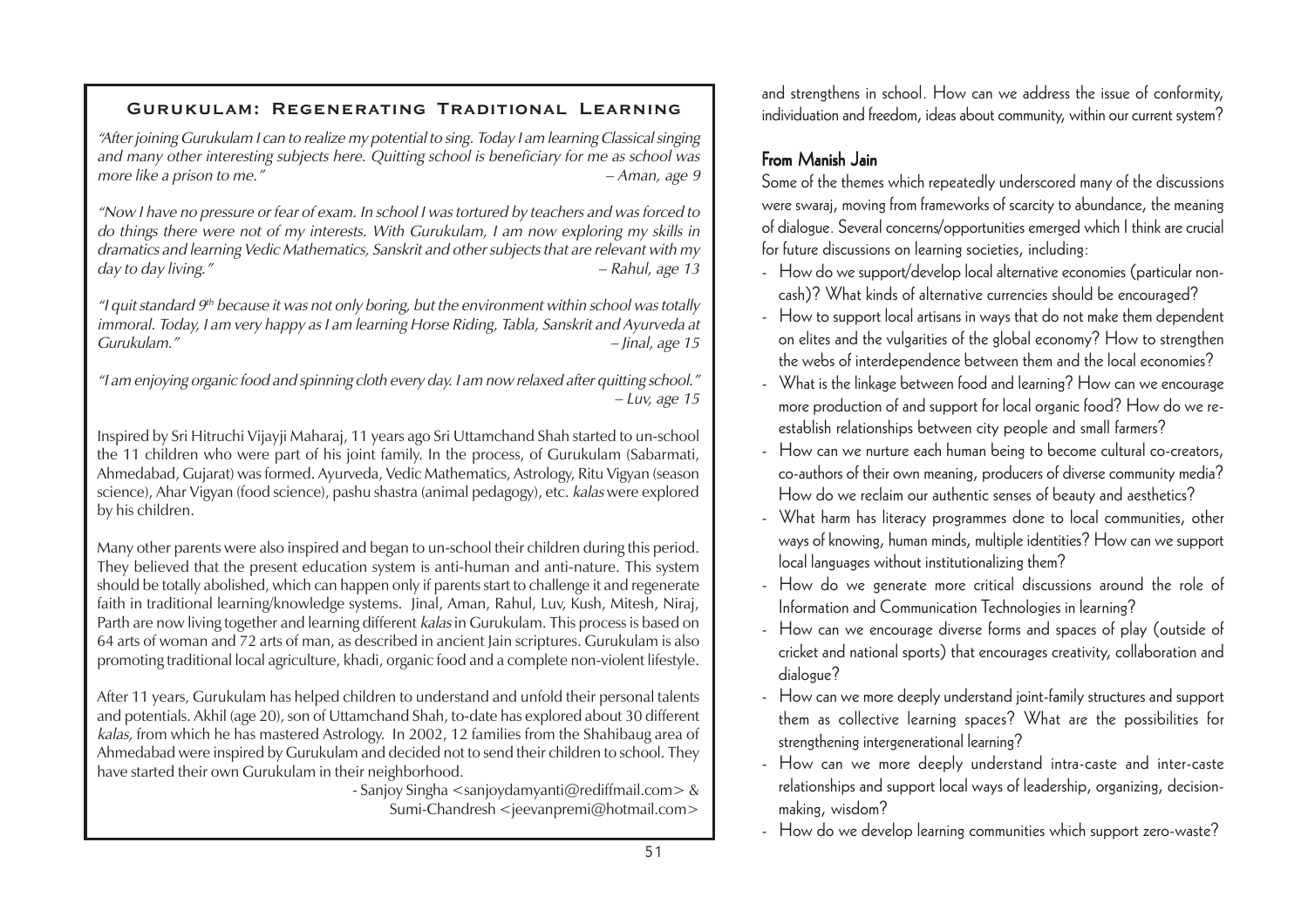## Gurukulam: Regenerating Traditional Learning

*"After joining Gurukulam I can to realize my potential to sing. Today I am learning Classical singing and many other interesting subjects here. Quitting school is beneficiary for me as school was more like a prison to me."* – *Aman, age 9*

*"Now I have no pressure or fear of exam. In school I was tortured by teachers and was forced to do things there were not of my interests. With Gurukulam, I am now exploring my skills in dramatics and learning Vedic Mathematics, Sanskrit and other subjects that are relevant with my day to day living."* – *Rahul, age 13*

*"I quit standard 9th because it was not only boring, but the environment within school was totally immoral. Today, I am very happy as I am learning Horse Riding, Tabla, Sanskrit and Ayurveda at Gurukulam."* – *Jinal, age 15*

*"I am enjoying organic food and spinning cloth every day. I am now relaxed after quitting school."* – *Luv, age 15*

Inspired by Sri Hitruchi Vijayji Maharaj, 11 years ago Sri Uttamchand Shah started to un-school the 11 children who were part of his joint family. In the process, of Gurukulam (Sabarmati, Ahmedabad, Gujarat) was formed. Ayurveda, Vedic Mathematics, Astrology, Ritu Vigyan (season science), Ahar Vigyan (food science), pashu shastra (animal pedagogy), etc. *kalas* were explored by his children.

Many other parents were also inspired and began to un-school their children during this period. They believed that the present education system is anti-human and anti-nature. This system should be totally abolished, which can happen only if parents start to challenge it and regenerate faith in traditional learning/knowledge systems. Jinal, Aman, Rahul, Luv, Kush, Mitesh, Niraj, Parth are now living together and learning different *kalas* in Gurukulam. This process is based on 64 arts of woman and 72 arts of man, as described in ancient Jain scriptures. Gurukulam is also promoting traditional local agriculture, khadi, organic food and a complete non-violent lifestyle.

After 11 years, Gurukulam has helped children to understand and unfold their personal talents and potentials. Akhil (age 20), son of Uttamchand Shah, to-date has explored about 30 different *kalas,* from which he has mastered Astrology. In 2002, 12 families from the Shahibaug area of Ahmedabad were inspired by Gurukulam and decided not to send their children to school. They have started their own Gurukulam in their neighborhood.

- Sanjoy Singha <sanjoydamyanti@rediffmail.com> &
Sumi-Chandresh <jeevanpremi@hotmail.com>

and strengthens in school. How can we address the issue of conformity, individuation and freedom, ideas about community, within our current system?

### From Manish Jain

Some of the themes which repeatedly underscored many of the discussions were swaraj, moving from frameworks of scarcity to abundance, the meaning of dialogue. Several concerns/opportunities emerged which I think are crucial for future discussions on learning societies, including:

- How do we support/develop local alternative economies (particular non-cash)? What kinds of alternative currencies should be encouraged?
- How to support local artisans in ways that do not make them dependent on elites and the vulgarities of the global economy? How to strengthen the webs of interdependence between them and the local economies?
- What is the linkage between food and learning? How can we encourage more production of and support for local organic food? How do we re-establish relationships between city people and small farmers?
- How can we nurture each human being to become cultural co-creators, co-authors of their own meaning, producers of diverse community media? How do we reclaim our authentic senses of beauty and aesthetics?
- What harm has literacy programmes done to local communities, other ways of knowing, human minds, multiple identities? How can we support local languages without institutionalizing them?
- How do we generate more critical discussions around the role of Information and Communication Technologies in learning?
- How can we encourage diverse forms and spaces of play (outside of cricket and national sports) that encourages creativity, collaboration and dialogue?
- How can we more deeply understand joint-family structures and support them as collective learning spaces? What are the possibilities for strengthening intergenerational learning?
- How can we more deeply understand intra-caste and inter-caste relationships and support local ways of leadership, organizing, decision-making, wisdom?
- How do we develop learning communities which support zero-waste?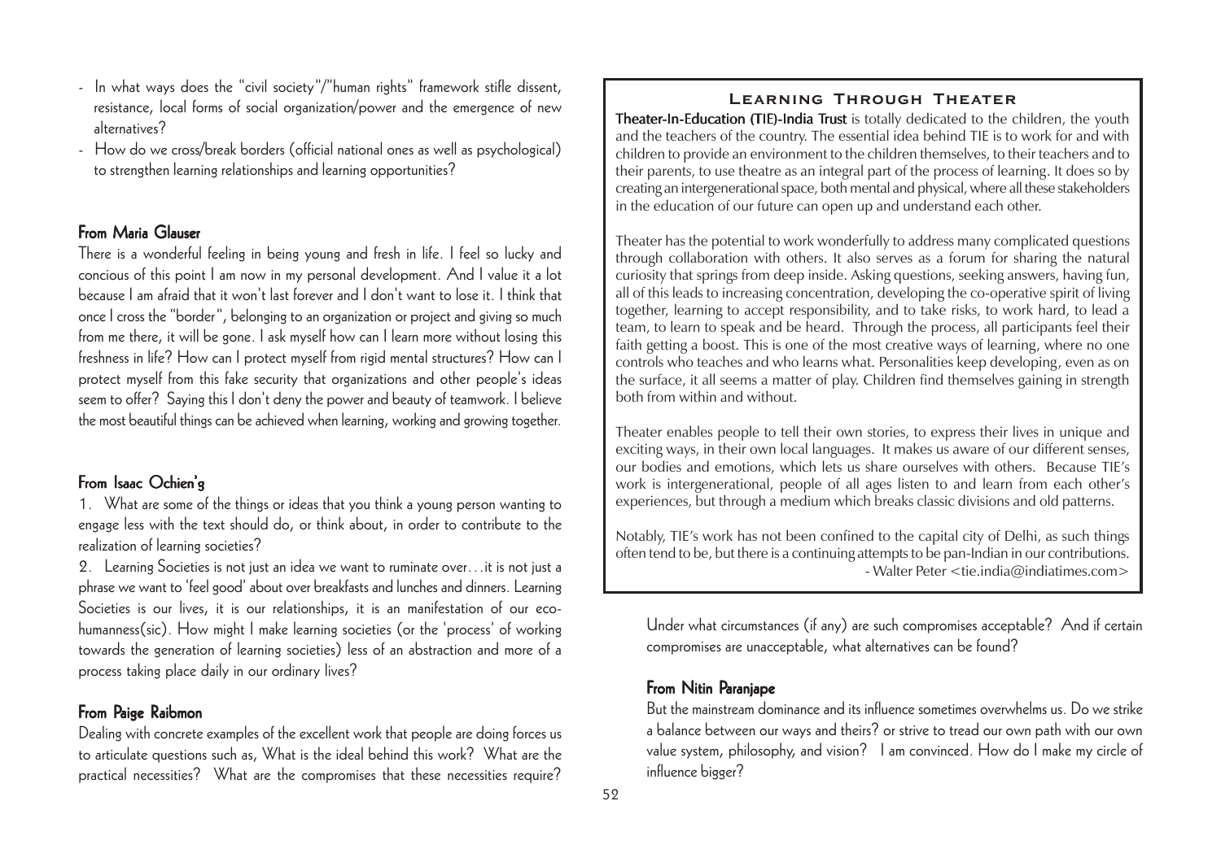- In what ways does the "civil society"/"human rights" framework stifle dissent, resistance, local forms of social organization/power and the emergence of new alternatives?
- How do we cross/break borders (official national ones as well as psychological) to strengthen learning relationships and learning opportunities?

### From Maria Glauser

There is a wonderful feeling in being young and fresh in life. I feel so lucky and concious of this point I am now in my personal development. And I value it a lot because I am afraid that it won't last forever and I don't want to lose it. I think that once I cross the "border", belonging to an organization or project and giving so much from me there, it will be gone. I ask myself how can I learn more without losing this freshness in life? How can I protect myself from rigid mental structures? How can I protect myself from this fake security that organizations and other people's ideas seem to offer? Saying this I don't deny the power and beauty of teamwork. I believe the most beautiful things can be achieved when learning, working and growing together.

### From Isaac Ochien'g

1. What are some of the things or ideas that you think a young person wanting to engage less with the text should do, or think about, in order to contribute to the realization of learning societies?

2. Learning Societies is not just an idea we want to ruminate over…it is not just a phrase we want to 'feel good' about over breakfasts and lunches and dinners. Learning Societies is our lives, it is our relationships, it is an manifestation of our eco-humanness(sic). How might I make learning societies (or the 'process' of working towards the generation of learning societies) less of an abstraction and more of a process taking place daily in our ordinary lives?

### From Paige Raibmon

Dealing with concrete examples of the excellent work that people are doing forces us to articulate questions such as, What is the ideal behind this work? What are the practical necessities? What are the compromises that these necessities require? Under what circumstances (if any) are such compromises acceptable? And if certain compromises are unacceptable, what alternatives can be found?

### From Nitin Paranjape

But the mainstream dominance and its influence sometimes overwhelms us. Do we strike a balance between our ways and theirs? or strive to tread our own path with our own value system, philosophy, and vision? I am convinced. How do I make my circle of influence bigger?

---

## Learning Through Theater

**Theater-In-Education (TIE)-India Trust** is totally dedicated to the children, the youth and the teachers of the country. The essential idea behind TIE is to work for and with children to provide an environment to the children themselves, to their teachers and to their parents, to use theatre as an integral part of the process of learning. It does so by creating an intergenerational space, both mental and physical, where all these stakeholders in the education of our future can open up and understand each other.

Theater has the potential to work wonderfully to address many complicated questions through collaboration with others. It also serves as a forum for sharing the natural curiosity that springs from deep inside. Asking questions, seeking answers, having fun, all of this leads to increasing concentration, developing the co-operative spirit of living together, learning to accept responsibility, and to take risks, to work hard, to lead a team, to learn to speak and be heard. Through the process, all participants feel their faith getting a boost. This is one of the most creative ways of learning, where no one controls who teaches and who learns what. Personalities keep developing, even as on the surface, it all seems a matter of play. Children find themselves gaining in strength both from within and without.

Theater enables people to tell their own stories, to express their lives in unique and exciting ways, in their own local languages. It makes us aware of our different senses, our bodies and emotions, which lets us share ourselves with others. Because TIE's work is intergenerational, people of all ages listen to and learn from each other's experiences, but through a medium which breaks classic divisions and old patterns.

Notably, TIE's work has not been confined to the capital city of Delhi, as such things often tend to be, but there is a continuing attempts to be pan-Indian in our contributions.

- Walter Peter <tie.india@indiatimes.com>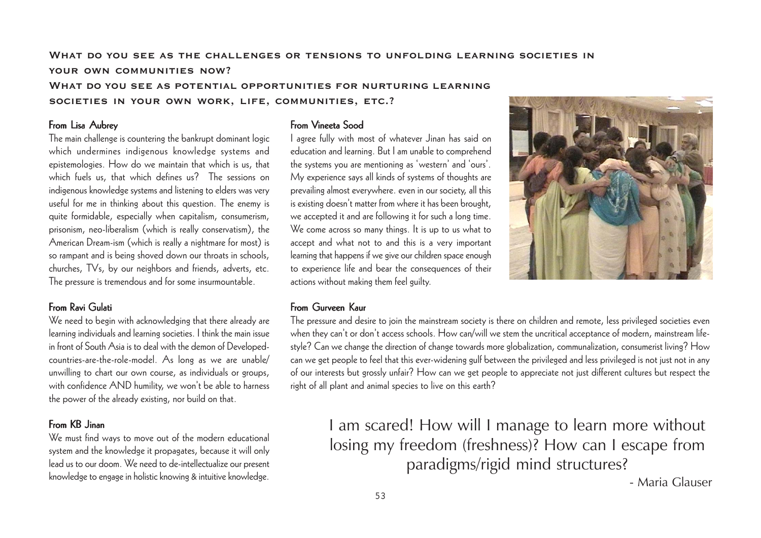## What do you see as the challenges or tensions to unfolding learning societies in your own communities now?

## What do you see as potential opportunities for nurturing learning societies in your own work, life, communities, etc.?

### From Lisa Aubrey

The main challenge is countering the bankrupt dominant logic which undermines indigenous knowledge systems and epistemologies. How do we maintain that which is us, that which fuels us, that which defines us? The sessions on indigenous knowledge systems and listening to elders was very useful for me in thinking about this question. The enemy is quite formidable, especially when capitalism, consumerism, prisonism, neo-liberalism (which is really conservatism), the American Dream-ism (which is really a nightmare for most) is so rampant and is being shoved down our throats in schools, churches, TVs, by our neighbors and friends, adverts, etc. The pressure is tremendous and for some insurmountable.

### From Ravi Gulati

We need to begin with acknowledging that there already are learning individuals and learning societies. I think the main issue in front of South Asia is to deal with the demon of Developed-countries-are-the-role-model. As long as we are unable/ unwilling to chart our own course, as individuals or groups, with confidence AND humility, we won't be able to harness the power of the already existing, nor build on that.

### From KB Jinan

We must find ways to move out of the modern educational system and the knowledge it propagates, because it will only lead us to our doom. We need to de-intellectualize our present knowledge to engage in holistic knowing & intuitive knowledge.

### From Vineeta Sood

I agree fully with most of whatever Jinan has said on education and learning. But I am unable to comprehend the systems you are mentioning as 'western' and 'ours'. My experience says all kinds of systems of thoughts are prevailing almost everywhere. even in our society, all this is existing doesn't matter from where it has been brought, we accepted it and are following it for such a long time. We come across so many things. It is up to us what to accept and what not to and this is a very important learning that happens if we give our children space enough to experience life and bear the consequences of their actions without making them feel guilty.

### From Gurveen Kaur

The pressure and desire to join the mainstream society is there on children and remote, less privileged societies even when they can't or don't access schools. How can/will we stem the uncritical acceptance of modern, mainstream life-style? Can we change the direction of change towards more globalization, communalization, consumerist living? How can we get people to feel that this ever-widening gulf between the privileged and less privileged is not just not in any of our interests but grossly unfair? How can we get people to appreciate not just different cultures but respect the right of all plant and animal species to live on this earth?

> I am scared! How will I manage to learn more without losing my freedom (freshness)? How can I escape from paradigms/rigid mind structures?
>
> - Maria Glauser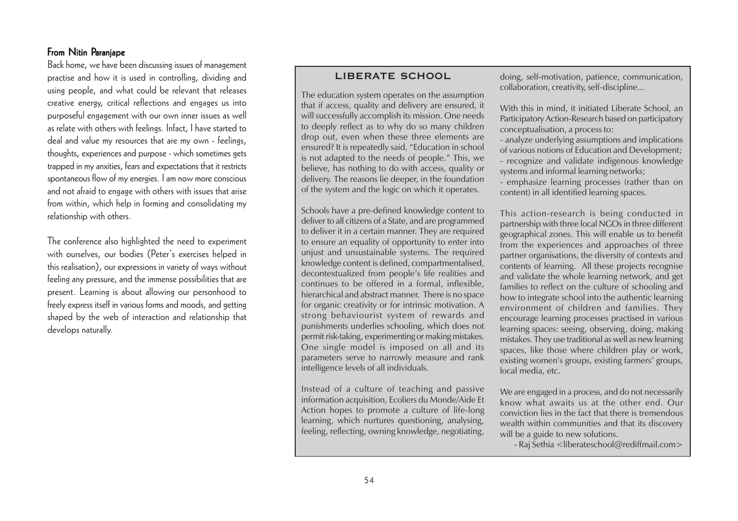### From Nitin Paranjape

Back home, we have been discussing issues of management practise and how it is used in controlling, dividing and using people, and what could be relevant that releases creative energy, critical reflections and engages us into purposeful engagement with our own inner issues as well as relate with others with feelings. Infact, I have started to deal and value my resources that are my own - feelings, thoughts, experiences and purpose - which sometimes gets trapped in my anxieties, fears and expectations that it restricts spontaneous flow of my energies. I am now more conscious and not afraid to engage with others with issues that arise from within, which help in forming and consolidating my relationship with others.

The conference also highlighted the need to experiment with ourselves, our bodies (Peter's exercises helped in this realisation), our expressions in variety of ways without feeling any pressure, and the immense possibilities that are present. Learning is about allowing our personhood to freely express itself in various forms and moods, and getting shaped by the web of interaction and relationship that develops naturally.

## LIBERATE SCHOOL

The education system operates on the assumption that if access, quality and delivery are ensured, it will successfully accomplish its mission. One needs to deeply reflect as to why do so many children drop out, even when these three elements are ensured? It is repeatedly said, "Education in school is not adapted to the needs of people." This, we believe, has nothing to do with access, quality or delivery. The reasons lie deeper, in the foundation of the system and the logic on which it operates.

Schools have a pre-defined knowledge content to deliver to all citizens of a State, and are programmed to deliver it in a certain manner. They are required to ensure an equality of opportunity to enter into unjust and unsustainable systems. The required knowledge content is defined, compartmentalised, decontextualized from people's life realities and continues to be offered in a formal, inflexible, hierarchical and abstract manner. There is no space for organic creativity or for intrinsic motivation. A strong behaviourist system of rewards and punishments underlies schooling, which does not permit risk-taking, experimenting or making mistakes. One single model is imposed on all and its parameters serve to narrowly measure and rank intelligence levels of all individuals.

Instead of a culture of teaching and passive information acquisition, Ecoliers du Monde/Aide Et Action hopes to promote a culture of life-long learning, which nurtures questioning, analysing, feeling, reflecting, owning knowledge, negotiating, doing, self-motivation, patience, communication, collaboration, creativity, self-discipline...

With this in mind, it initiated Liberate School, an Participatory Action-Research based on participatory conceptualisation, a process to:

- analyze underlying assumptions and implications of various notions of Education and Development;
- recognize and validate indigenous knowledge systems and informal learning networks;
- emphasize learning processes (rather than on content) in all identified learning spaces.

This action-research is being conducted in partnership with three local NGOs in three different geographical zones. This will enable us to benefit from the experiences and approaches of three partner organisations, the diversity of contexts and contents of learning. All these projects recognise and validate the whole learning network, and get families to reflect on the culture of schooling and how to integrate school into the authentic learning environment of children and families. They encourage learning processes practised in various learning spaces: seeing, observing, doing, making mistakes. They use traditional as well as new learning spaces, like those where children play or work, existing women's groups, existing farmers' groups, local media, etc.

We are engaged in a process, and do not necessarily know what awaits us at the other end. Our conviction lies in the fact that there is tremendous wealth within communities and that its discovery will be a guide to new solutions.

- Raj Sethia <liberateschool@rediffmail.com>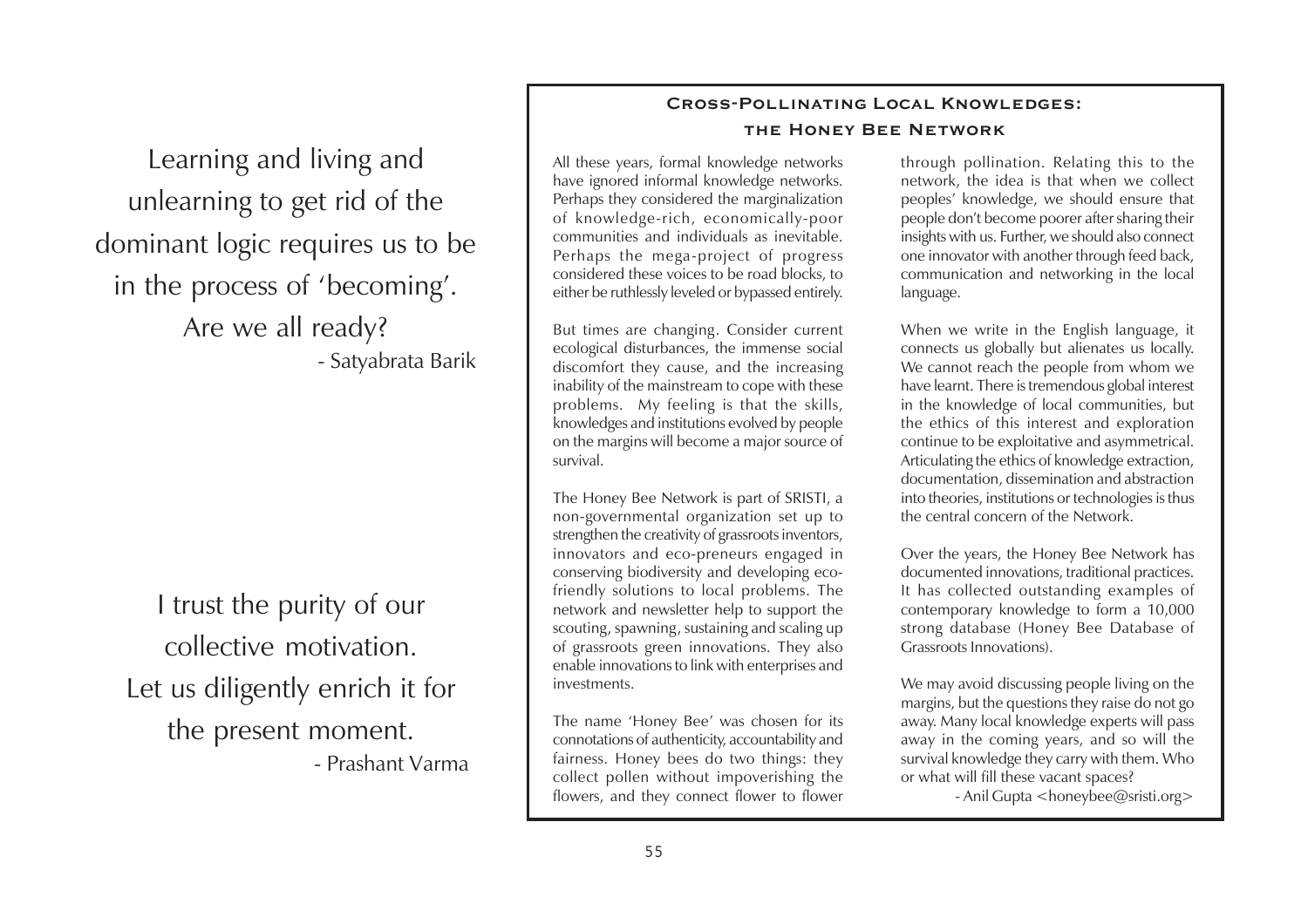Learning and living and unlearning to get rid of the dominant logic requires us to be in the process of 'becoming'. Are we all ready?

- Satyabrata Barik

I trust the purity of our collective motivation. Let us diligently enrich it for the present moment.

- Prashant Varma

## Cross-Pollinating Local Knowledges: the Honey Bee Network

All these years, formal knowledge networks have ignored informal knowledge networks. Perhaps they considered the marginalization of knowledge-rich, economically-poor communities and individuals as inevitable. Perhaps the mega-project of progress considered these voices to be road blocks, to either be ruthlessly leveled or bypassed entirely.

But times are changing. Consider current ecological disturbances, the immense social discomfort they cause, and the increasing inability of the mainstream to cope with these problems. My feeling is that the skills, knowledges and institutions evolved by people on the margins will become a major source of survival.

The Honey Bee Network is part of SRISTI, a non-governmental organization set up to strengthen the creativity of grassroots inventors, innovators and eco-preneurs engaged in conserving biodiversity and developing eco-friendly solutions to local problems. The network and newsletter help to support the scouting, spawning, sustaining and scaling up of grassroots green innovations. They also enable innovations to link with enterprises and investments.

The name 'Honey Bee' was chosen for its connotations of authenticity, accountability and fairness. Honey bees do two things: they collect pollen without impoverishing the flowers, and they connect flower to flower through pollination. Relating this to the network, the idea is that when we collect peoples' knowledge, we should ensure that people don't become poorer after sharing their insights with us. Further, we should also connect one innovator with another through feed back, communication and networking in the local language.

When we write in the English language, it connects us globally but alienates us locally. We cannot reach the people from whom we have learnt. There is tremendous global interest in the knowledge of local communities, but the ethics of this interest and exploration continue to be exploitative and asymmetrical. Articulating the ethics of knowledge extraction, documentation, dissemination and abstraction into theories, institutions or technologies is thus the central concern of the Network.

Over the years, the Honey Bee Network has documented innovations, traditional practices. It has collected outstanding examples of contemporary knowledge to form a 10,000 strong database (Honey Bee Database of Grassroots Innovations).

We may avoid discussing people living on the margins, but the questions they raise do not go away. Many local knowledge experts will pass away in the coming years, and so will the survival knowledge they carry with them. Who or what will fill these vacant spaces?

- Anil Gupta <honeybee@sristi.org>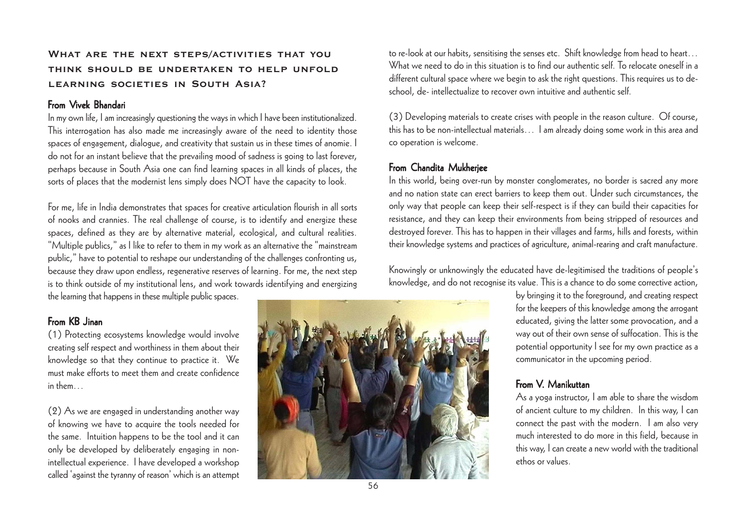## What are the next steps/activities that you think should be undertaken to help unfold learning societies in South Asia?

### From Vivek Bhandari

In my own life, I am increasingly questioning the ways in which I have been institutionalized. This interrogation has also made me increasingly aware of the need to identity those spaces of engagement, dialogue, and creativity that sustain us in these times of anomie. I do not for an instant believe that the prevailing mood of sadness is going to last forever, perhaps because in South Asia one can find learning spaces in all kinds of places, the sorts of places that the modernist lens simply does NOT have the capacity to look.

For me, life in India demonstrates that spaces for creative articulation flourish in all sorts of nooks and crannies. The real challenge of course, is to identify and energize these spaces, defined as they are by alternative material, ecological, and cultural realities. "Multiple publics," as I like to refer to them in my work as an alternative the "mainstream public," have to potential to reshape our understanding of the challenges confronting us, because they draw upon endless, regenerative reserves of learning. For me, the next step is to think outside of my institutional lens, and work towards identifying and energizing the learning that happens in these multiple public spaces.

### From KB Jinan

(1) Protecting ecosystems knowledge would involve creating self respect and worthiness in them about their knowledge so that they continue to practice it. We must make efforts to meet them and create confidence in them…

(2) As we are engaged in understanding another way of knowing we have to acquire the tools needed for the same. Intuition happens to be the tool and it can only be developed by deliberately engaging in non-intellectual experience. I have developed a workshop called 'against the tyranny of reason' which is an attempt to re-look at our habits, sensitising the senses etc. Shift knowledge from head to heart… What we need to do in this situation is to find our authentic self. To relocate oneself in a different cultural space where we begin to ask the right questions. This requires us to de-school, de- intellectualize to recover own intuitive and authentic self.

(3) Developing materials to create crises with people in the reason culture. Of course, this has to be non-intellectual materials… I am already doing some work in this area and co operation is welcome.

### From Chandita Mukherjee

In this world, being over-run by monster conglomerates, no border is sacred any more and no nation state can erect barriers to keep them out. Under such circumstances, the only way that people can keep their self-respect is if they can build their capacities for resistance, and they can keep their environments from being stripped of resources and destroyed forever. This has to happen in their villages and farms, hills and forests, within their knowledge systems and practices of agriculture, animal-rearing and craft manufacture.

Knowingly or unknowingly the educated have de-legitimised the traditions of people's knowledge, and do not recognise its value. This is a chance to do some corrective action, by bringing it to the foreground, and creating respect for the keepers of this knowledge among the arrogant educated, giving the latter some provocation, and a way out of their own sense of suffocation. This is the potential opportunity I see for my own practice as a communicator in the upcoming period.

### From V. Manikuttan

As a yoga instructor, I am able to share the wisdom of ancient culture to my children. In this way, I can connect the past with the modern. I am also very much interested to do more in this field, because in this way, I can create a new world with the traditional ethos or values.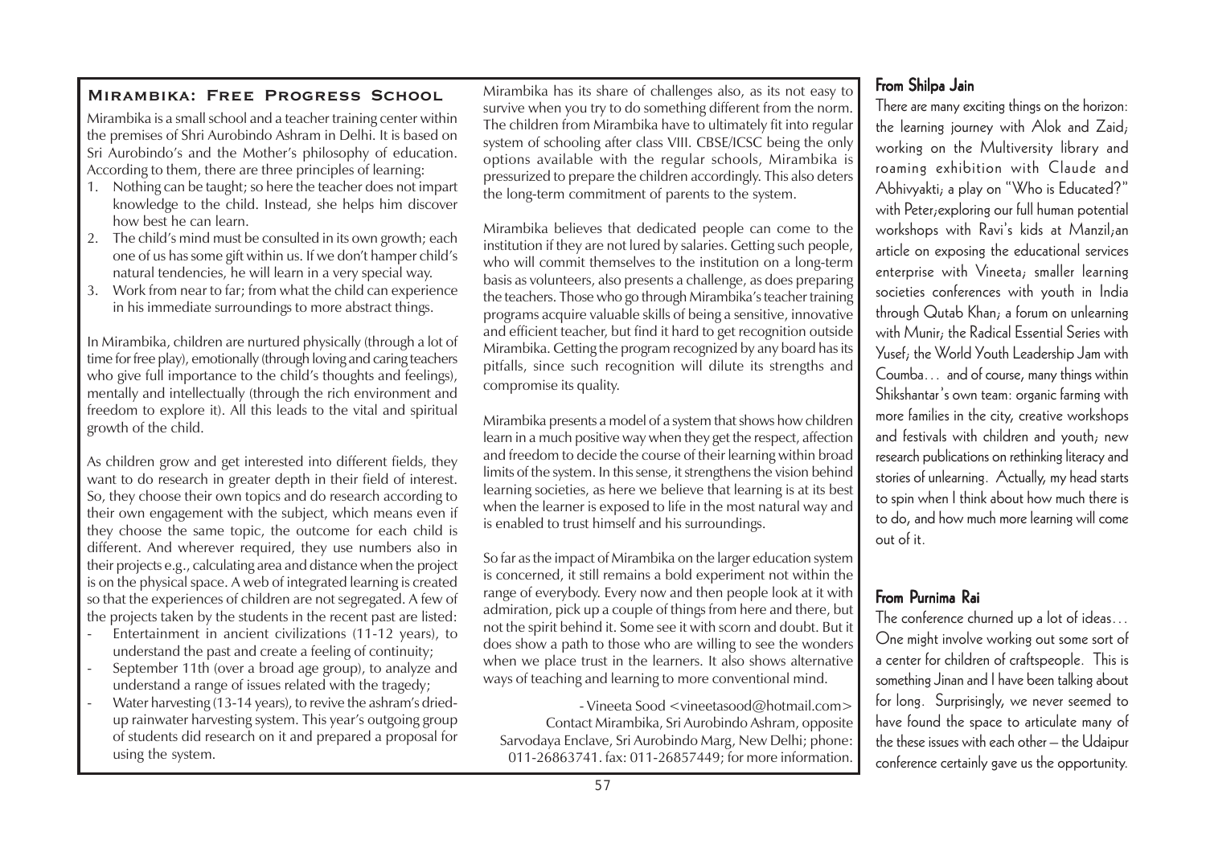## Mirambika: Free Progress School

Mirambika is a small school and a teacher training center within the premises of Shri Aurobindo Ashram in Delhi. It is based on Sri Aurobindo's and the Mother's philosophy of education. According to them, there are three principles of learning:

1. Nothing can be taught; so here the teacher does not impart knowledge to the child. Instead, she helps him discover how best he can learn.
2. The child's mind must be consulted in its own growth; each one of us has some gift within us. If we don't hamper child's natural tendencies, he will learn in a very special way.
3. Work from near to far; from what the child can experience in his immediate surroundings to more abstract things.

In Mirambika, children are nurtured physically (through a lot of time for free play), emotionally (through loving and caring teachers who give full importance to the child's thoughts and feelings), mentally and intellectually (through the rich environment and freedom to explore it). All this leads to the vital and spiritual growth of the child.

As children grow and get interested into different fields, they want to do research in greater depth in their field of interest. So, they choose their own topics and do research according to their own engagement with the subject, which means even if they choose the same topic, the outcome for each child is different. And wherever required, they use numbers also in their projects e.g., calculating area and distance when the project is on the physical space. A web of integrated learning is created so that the experiences of children are not segregated. A few of the projects taken by the students in the recent past are listed:

- Entertainment in ancient civilizations (11-12 years), to understand the past and create a feeling of continuity;
- September 11th (over a broad age group), to analyze and understand a range of issues related with the tragedy;
- Water harvesting (13-14 years), to revive the ashram's dried-up rainwater harvesting system. This year's outgoing group of students did research on it and prepared a proposal for using the system.

Mirambika has its share of challenges also, as its not easy to survive when you try to do something different from the norm. The children from Mirambika have to ultimately fit into regular system of schooling after class VIII. CBSE/ICSC being the only options available with the regular schools, Mirambika is pressurized to prepare the children accordingly. This also deters the long-term commitment of parents to the system.

Mirambika believes that dedicated people can come to the institution if they are not lured by salaries. Getting such people, who will commit themselves to the institution on a long-term basis as volunteers, also presents a challenge, as does preparing the teachers. Those who go through Mirambika's teacher training programs acquire valuable skills of being a sensitive, innovative and efficient teacher, but find it hard to get recognition outside Mirambika. Getting the program recognized by any board has its pitfalls, since such recognition will dilute its strengths and compromise its quality.

Mirambika presents a model of a system that shows how children learn in a much positive way when they get the respect, affection and freedom to decide the course of their learning within broad limits of the system. In this sense, it strengthens the vision behind learning societies, as here we believe that learning is at its best when the learner is exposed to life in the most natural way and is enabled to trust himself and his surroundings.

So far as the impact of Mirambika on the larger education system is concerned, it still remains a bold experiment not within the range of everybody. Every now and then people look at it with admiration, pick up a couple of things from here and there, but not the spirit behind it. Some see it with scorn and doubt. But it does show a path to those who are willing to see the wonders when we place trust in the learners. It also shows alternative ways of teaching and learning to more conventional mind.

- Vineeta Sood <vineetasood@hotmail.com>
Contact Mirambika, Sri Aurobindo Ashram, opposite Sarvodaya Enclave, Sri Aurobindo Marg, New Delhi; phone: 011-26863741. fax: 011-26857449; for more information.

### From Shilpa Jain

There are many exciting things on the horizon: the learning journey with Alok and Zaid; working on the Multiversity library and roaming exhibition with Claude and Abhivyakti; a play on "Who is Educated?" with Peter;exploring our full human potential workshops with Ravi's kids at Manzil;an article on exposing the educational services enterprise with Vineeta; smaller learning societies conferences with youth in India through Qutab Khan; a forum on unlearning with Munir; the Radical Essential Series with Yusef; the World Youth Leadership Jam with Coumba… and of course, many things within Shikshantar's own team: organic farming with more families in the city, creative workshops and festivals with children and youth; new research publications on rethinking literacy and stories of unlearning. Actually, my head starts to spin when I think about how much there is to do, and how much more learning will come out of it.

### From Purnima Rai

The conference churned up a lot of ideas… One might involve working out some sort of a center for children of craftspeople. This is something Jinan and I have been talking about for long. Surprisingly, we never seemed to have found the space to articulate many of the these issues with each other – the Udaipur conference certainly gave us the opportunity.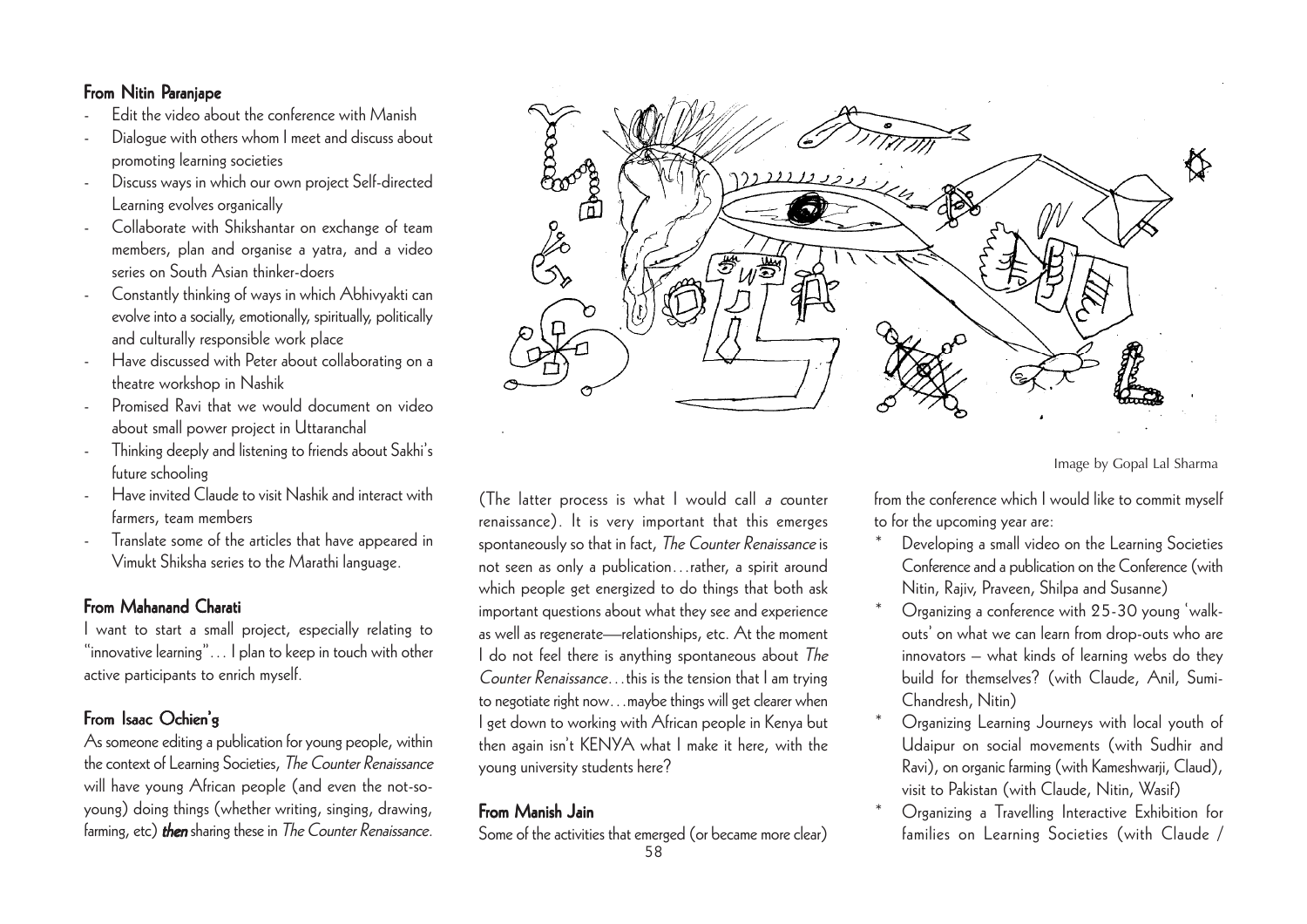### From Nitin Paranjape

- Edit the video about the conference with Manish
- Dialogue with others whom I meet and discuss about promoting learning societies
- Discuss ways in which our own project Self-directed Learning evolves organically
- Collaborate with Shikshantar on exchange of team members, plan and organise a yatra, and a video series on South Asian thinker-doers
- Constantly thinking of ways in which Abhivyakti can evolve into a socially, emotionally, spiritually, politically and culturally responsible work place
- Have discussed with Peter about collaborating on a theatre workshop in Nashik
- Promised Ravi that we would document on video about small power project in Uttaranchal
- Thinking deeply and listening to friends about Sakhi's future schooling
- Have invited Claude to visit Nashik and interact with farmers, team members
- Translate some of the articles that have appeared in Vimukt Shiksha series to the Marathi language.

### From Mahanand Charati

I want to start a small project, especially relating to "innovative learning"… I plan to keep in touch with other active participants to enrich myself.

### From Isaac Ochien'g

As someone editing a publication for young people, within the context of Learning Societies, *The Counter Renaissance* will have young African people (and even the not-so-young) doing things (whether writing, singing, drawing, farming, etc) ***then*** sharing these in *The Counter Renaissance*. (The latter process is what I would call *a c*ounter renaissance). It is very important that this emerges spontaneously so that in fact, *The Counter Renaissance* is not seen as only a publication…rather, a spirit around which people get energized to do things that both ask important questions about what they see and experience as well as regenerate—relationships, etc. At the moment I do not feel there is anything spontaneous about *The Counter Renaissance*…this is the tension that I am trying to negotiate right now…maybe things will get clearer when I get down to working with African people in Kenya but then again isn't KENYA what I make it here, with the young university students here?

### From Manish Jain

Some of the activities that emerged (or became more clear) from the conference which I would like to commit myself to for the upcoming year are:

* Developing a small video on the Learning Societies Conference and a publication on the Conference (with Nitin, Rajiv, Praveen, Shilpa and Susanne)
* Organizing a conference with 25-30 young 'walk-outs' on what we can learn from drop-outs who are innovators – what kinds of learning webs do they build for themselves? (with Claude, Anil, Sumi-Chandresh, Nitin)
* Organizing Learning Journeys with local youth of Udaipur on social movements (with Sudhir and Ravi), on organic farming (with Kameshwarji, Claud), visit to Pakistan (with Claude, Nitin, Wasif)
* Organizing a Travelling Interactive Exhibition for families on Learning Societies (with Claude /

Image by Gopal Lal Sharma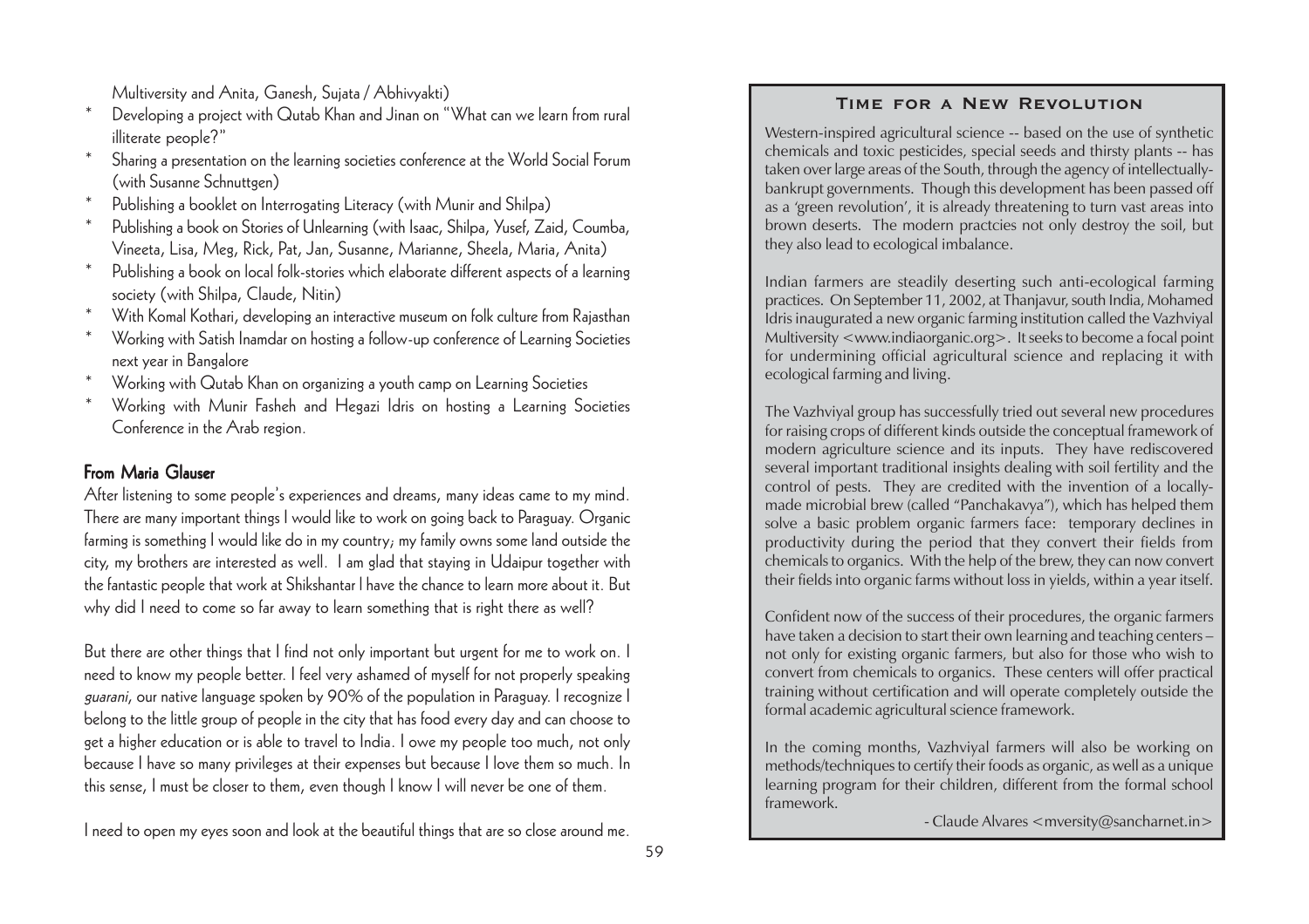Multiversity and Anita, Ganesh, Sujata / Abhivyakti)

* Developing a project with Qutab Khan and Jinan on "What can we learn from rural illiterate people?"
* Sharing a presentation on the learning societies conference at the World Social Forum (with Susanne Schnuttgen)
* Publishing a booklet on Interrogating Literacy (with Munir and Shilpa)
* Publishing a book on Stories of Unlearning (with Isaac, Shilpa, Yusef, Zaid, Coumba, Vineeta, Lisa, Meg, Rick, Pat, Jan, Susanne, Marianne, Sheela, Maria, Anita)
* Publishing a book on local folk-stories which elaborate different aspects of a learning society (with Shilpa, Claude, Nitin)
* With Komal Kothari, developing an interactive museum on folk culture from Rajasthan
* Working with Satish Inamdar on hosting a follow-up conference of Learning Societies next year in Bangalore
* Working with Qutab Khan on organizing a youth camp on Learning Societies
* Working with Munir Fasheh and Hegazi Idris on hosting a Learning Societies Conference in the Arab region.

## From Maria Glauser

After listening to some people's experiences and dreams, many ideas came to my mind. There are many important things I would like to work on going back to Paraguay. Organic farming is something I would like do in my country; my family owns some land outside the city, my brothers are interested as well. I am glad that staying in Udaipur together with the fantastic people that work at Shikshantar I have the chance to learn more about it. But why did I need to come so far away to learn something that is right there as well?

But there are other things that I find not only important but urgent for me to work on. I need to know my people better. I feel very ashamed of myself for not properly speaking *guarani*, our native language spoken by 90% of the population in Paraguay. I recognize I belong to the little group of people in the city that has food every day and can choose to get a higher education or is able to travel to India. I owe my people too much, not only because I have so many privileges at their expenses but because I love them so much. In this sense, I must be closer to them, even though I know I will never be one of them.

I need to open my eyes soon and look at the beautiful things that are so close around me.

## Time for a New Revolution

Western-inspired agricultural science -- based on the use of synthetic chemicals and toxic pesticides, special seeds and thirsty plants -- has taken over large areas of the South, through the agency of intellectually-bankrupt governments. Though this development has been passed off as a 'green revolution', it is already threatening to turn vast areas into brown deserts. The modern practcies not only destroy the soil, but they also lead to ecological imbalance.

Indian farmers are steadily deserting such anti-ecological farming practices. On September 11, 2002, at Thanjavur, south India, Mohamed Idris inaugurated a new organic farming institution called the Vazhviyal Multiversity <www.indiaorganic.org>. It seeks to become a focal point for undermining official agricultural science and replacing it with ecological farming and living.

The Vazhviyal group has successfully tried out several new procedures for raising crops of different kinds outside the conceptual framework of modern agriculture science and its inputs. They have rediscovered several important traditional insights dealing with soil fertility and the control of pests. They are credited with the invention of a locally-made microbial brew (called "Panchakavya"), which has helped them solve a basic problem organic farmers face: temporary declines in productivity during the period that they convert their fields from chemicals to organics. With the help of the brew, they can now convert their fields into organic farms without loss in yields, within a year itself.

Confident now of the success of their procedures, the organic farmers have taken a decision to start their own learning and teaching centers – not only for existing organic farmers, but also for those who wish to convert from chemicals to organics. These centers will offer practical training without certification and will operate completely outside the formal academic agricultural science framework.

In the coming months, Vazhviyal farmers will also be working on methods/techniques to certify their foods as organic, as well as a unique learning program for their children, different from the formal school framework.

- Claude Alvares <mversity@sancharnet.in>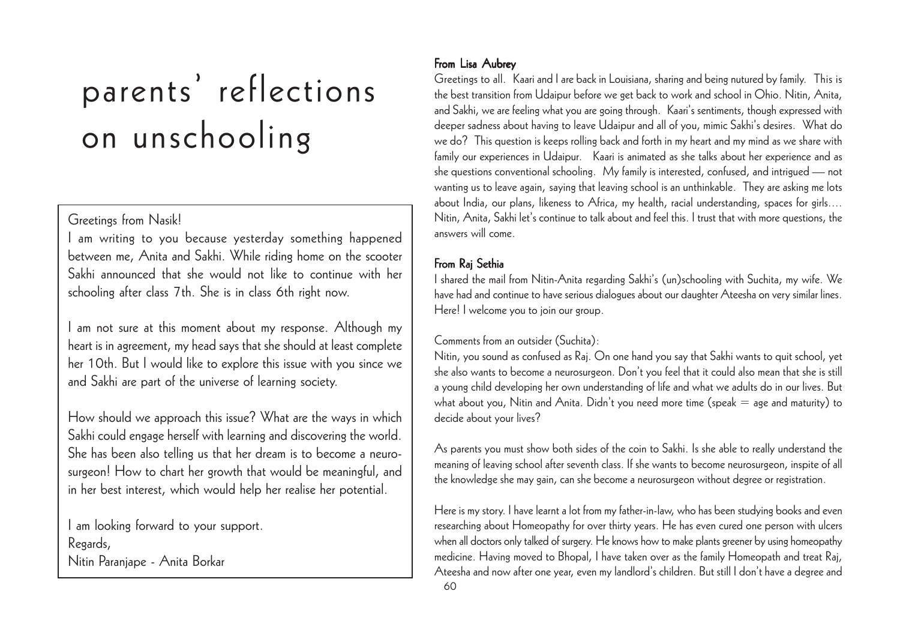# parents' reflections on unschooling

Greetings from Nasik!

I am writing to you because yesterday something happened between me, Anita and Sakhi. While riding home on the scooter Sakhi announced that she would not like to continue with her schooling after class 7th. She is in class 6th right now.

I am not sure at this moment about my response. Although my heart is in agreement, my head says that she should at least complete her 10th. But I would like to explore this issue with you since we and Sakhi are part of the universe of learning society.

How should we approach this issue? What are the ways in which Sakhi could engage herself with learning and discovering the world. She has been also telling us that her dream is to become a neuro-surgeon! How to chart her growth that would be meaningful, and in her best interest, which would help her realise her potential.

I am looking forward to your support.
Regards,
Nitin Paranjape - Anita Borkar

### From Lisa Aubrey

Greetings to all. Kaari and I are back in Louisiana, sharing and being nutured by family. This is the best transition from Udaipur before we get back to work and school in Ohio. Nitin, Anita, and Sakhi, we are feeling what you are going through. Kaari's sentiments, though expressed with deeper sadness about having to leave Udaipur and all of you, mimic Sakhi's desires. What do we do? This question is keeps rolling back and forth in my heart and my mind as we share with family our experiences in Udaipur. Kaari is animated as she talks about her experience and as she questions conventional schooling. My family is interested, confused, and intrigued — not wanting us to leave again, saying that leaving school is an unthinkable. They are asking me lots about India, our plans, likeness to Africa, my health, racial understanding, spaces for girls.... Nitin, Anita, Sakhi let's continue to talk about and feel this. I trust that with more questions, the answers will come.

### From Raj Sethia

I shared the mail from Nitin-Anita regarding Sakhi's (un)schooling with Suchita, my wife. We have had and continue to have serious dialogues about our daughter Ateesha on very similar lines. Here! I welcome you to join our group.

Comments from an outsider (Suchita):

Nitin, you sound as confused as Raj. On one hand you say that Sakhi wants to quit school, yet she also wants to become a neurosurgeon. Don't you feel that it could also mean that she is still a young child developing her own understanding of life and what we adults do in our lives. But what about you, Nitin and Anita. Didn't you need more time (speak = age and maturity) to decide about your lives?

As parents you must show both sides of the coin to Sakhi. Is she able to really understand the meaning of leaving school after seventh class. If she wants to become neurosurgeon, inspite of all the knowledge she may gain, can she become a neurosurgeon without degree or registration.

Here is my story. I have learnt a lot from my father-in-law, who has been studying books and even researching about Homeopathy for over thirty years. He has even cured one person with ulcers when all doctors only talked of surgery. He knows how to make plants greener by using homeopathy medicine. Having moved to Bhopal, I have taken over as the family Homeopath and treat Raj, Ateesha and now after one year, even my landlord's children. But still I don't have a degree and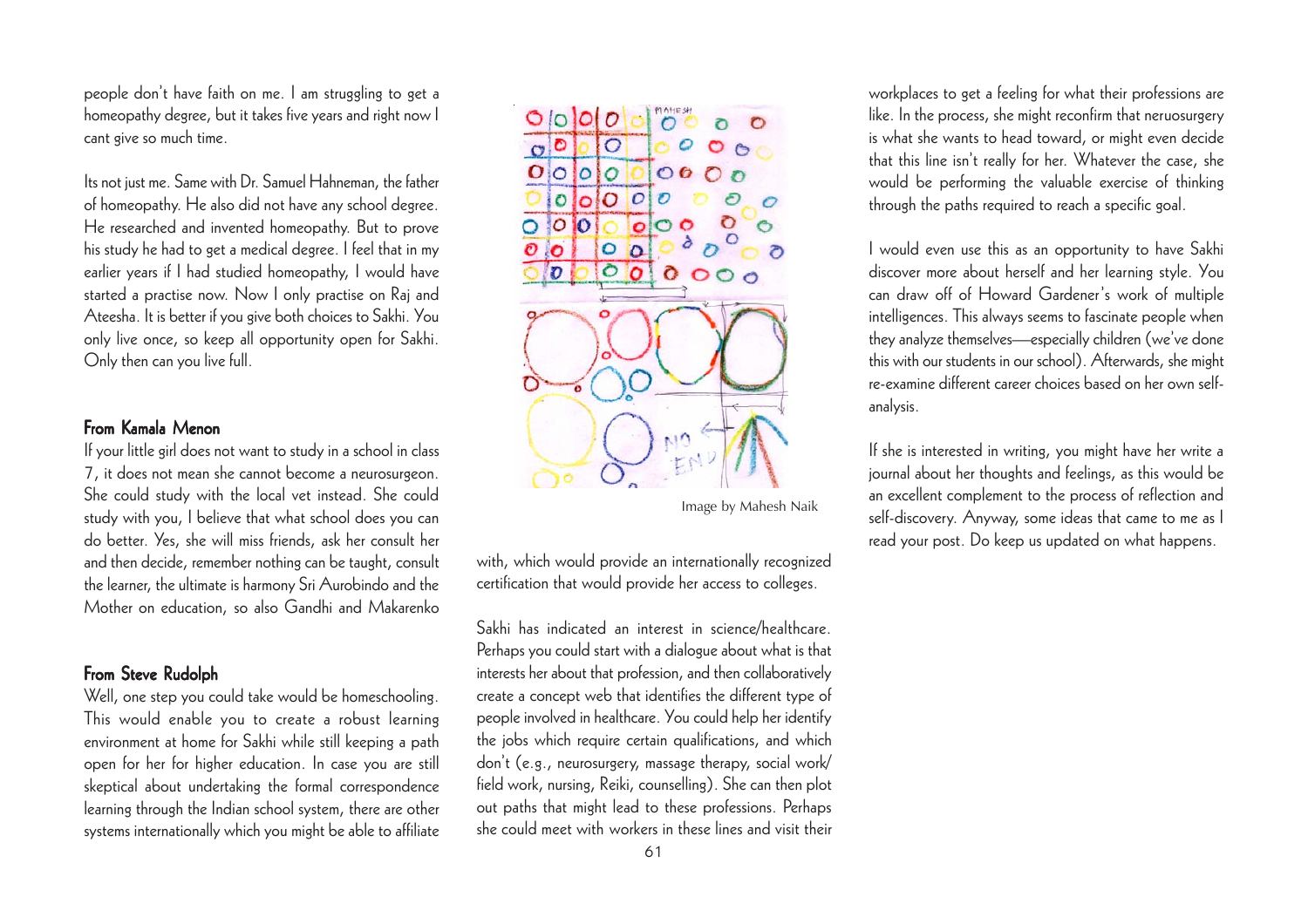people don't have faith on me. I am struggling to get a homeopathy degree, but it takes five years and right now I cant give so much time.

Its not just me. Same with Dr. Samuel Hahneman, the father of homeopathy. He also did not have any school degree. He researched and invented homeopathy. But to prove his study he had to get a medical degree. I feel that in my earlier years if I had studied homeopathy, I would have started a practise now. Now I only practise on Raj and Ateesha. It is better if you give both choices to Sakhi. You only live once, so keep all opportunity open for Sakhi. Only then can you live full.

### From Kamala Menon

If your little girl does not want to study in a school in class 7, it does not mean she cannot become a neurosurgeon. She could study with the local vet instead. She could study with you, I believe that what school does you can do better. Yes, she will miss friends, ask her consult her and then decide, remember nothing can be taught, consult the learner, the ultimate is harmony Sri Aurobindo and the Mother on education, so also Gandhi and Makarenko

### From Steve Rudolph

Well, one step you could take would be homeschooling. This would enable you to create a robust learning environment at home for Sakhi while still keeping a path open for her for higher education. In case you are still skeptical about undertaking the formal correspondence learning through the Indian school system, there are other systems internationally which you might be able to affiliate with, which would provide an internationally recognized certification that would provide her access to colleges.

Image by Mahesh Naik

Sakhi has indicated an interest in science/healthcare. Perhaps you could start with a dialogue about what is that interests her about that profession, and then collaboratively create a concept web that identifies the different type of people involved in healthcare. You could help her identify the jobs which require certain qualifications, and which don't (e.g., neurosurgery, massage therapy, social work/ field work, nursing, Reiki, counselling). She can then plot out paths that might lead to these professions. Perhaps she could meet with workers in these lines and visit their workplaces to get a feeling for what their professions are like. In the process, she might reconfirm that neruosurgery is what she wants to head toward, or might even decide that this line isn't really for her. Whatever the case, she would be performing the valuable exercise of thinking through the paths required to reach a specific goal.

I would even use this as an opportunity to have Sakhi discover more about herself and her learning style. You can draw off of Howard Gardener's work of multiple intelligences. This always seems to fascinate people when they analyze themselves—especially children (we've done this with our students in our school). Afterwards, she might re-examine different career choices based on her own self-analysis.

If she is interested in writing, you might have her write a journal about her thoughts and feelings, as this would be an excellent complement to the process of reflection and self-discovery. Anyway, some ideas that came to me as I read your post. Do keep us updated on what happens.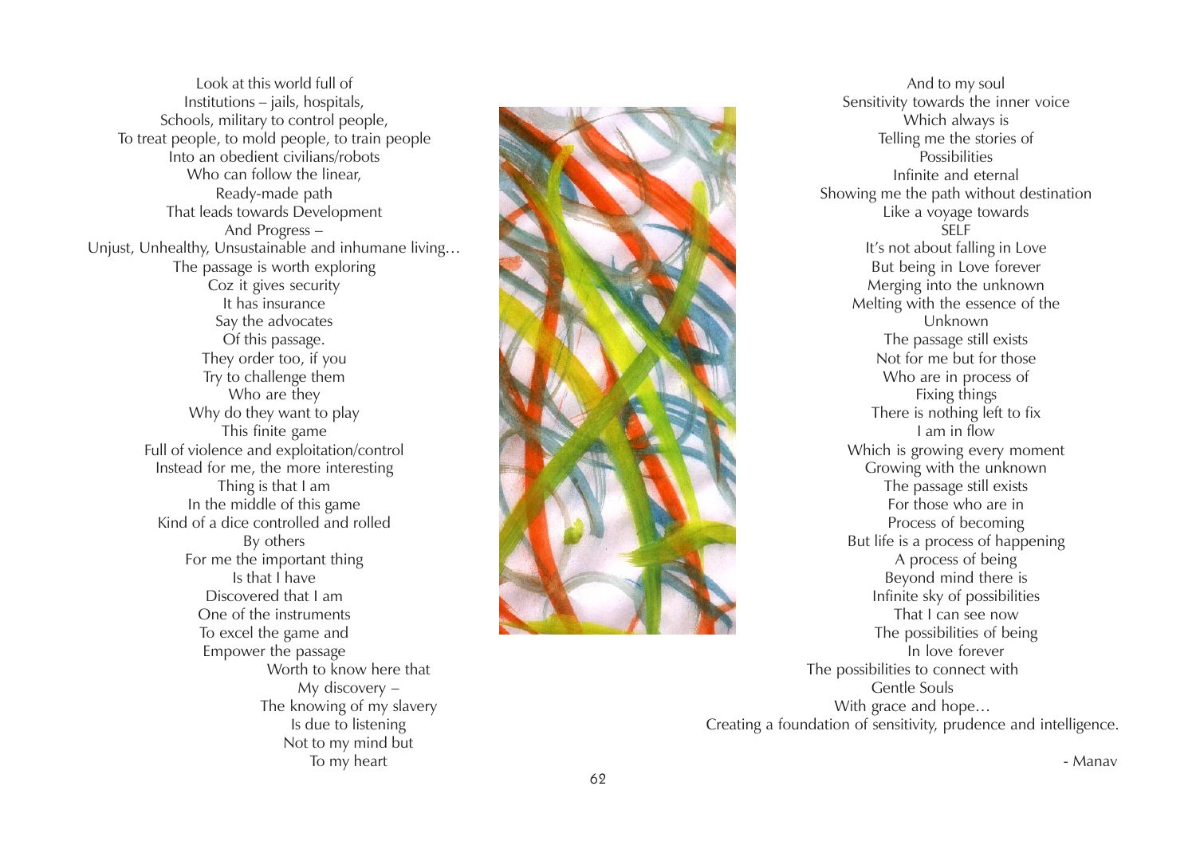Look at this world full of
Institutions – jails, hospitals,
Schools, military to control people,
To treat people, to mold people, to train people
Into an obedient civilians/robots
Who can follow the linear,
Ready-made path
That leads towards Development
And Progress –
Unjust, Unhealthy, Unsustainable and inhumane living…
The passage is worth exploring
Coz it gives security
It has insurance
Say the advocates
Of this passage.
They order too, if you
Try to challenge them
Who are they
Why do they want to play
This finite game
Full of violence and exploitation/control
Instead for me, the more interesting
Thing is that I am
In the middle of this game
Kind of a dice controlled and rolled
By others
For me the important thing
Is that I have
Discovered that I am
One of the instruments
To excel the game and
Empower the passage
Worth to know here that
My discovery –
The knowing of my slavery
Is due to listening
Not to my mind but
To my heart
And to my soul
Sensitivity towards the inner voice
Which always is
Telling me the stories of
Possibilities
Infinite and eternal
Showing me the path without destination
Like a voyage towards
SELF
It's not about falling in Love
But being in Love forever
Merging into the unknown
Melting with the essence of the
Unknown
The passage still exists
Not for me but for those
Who are in process of
Fixing things
There is nothing left to fix
I am in flow
Which is growing every moment
Growing with the unknown
The passage still exists
For those who are in
Process of becoming
But life is a process of happening
A process of being
Beyond mind there is
Infinite sky of possibilities
That I can see now
The possibilities of being
In love forever
The possibilities to connect with
Gentle Souls
With grace and hope…
Creating a foundation of sensitivity, prudence and intelligence.

\- Manav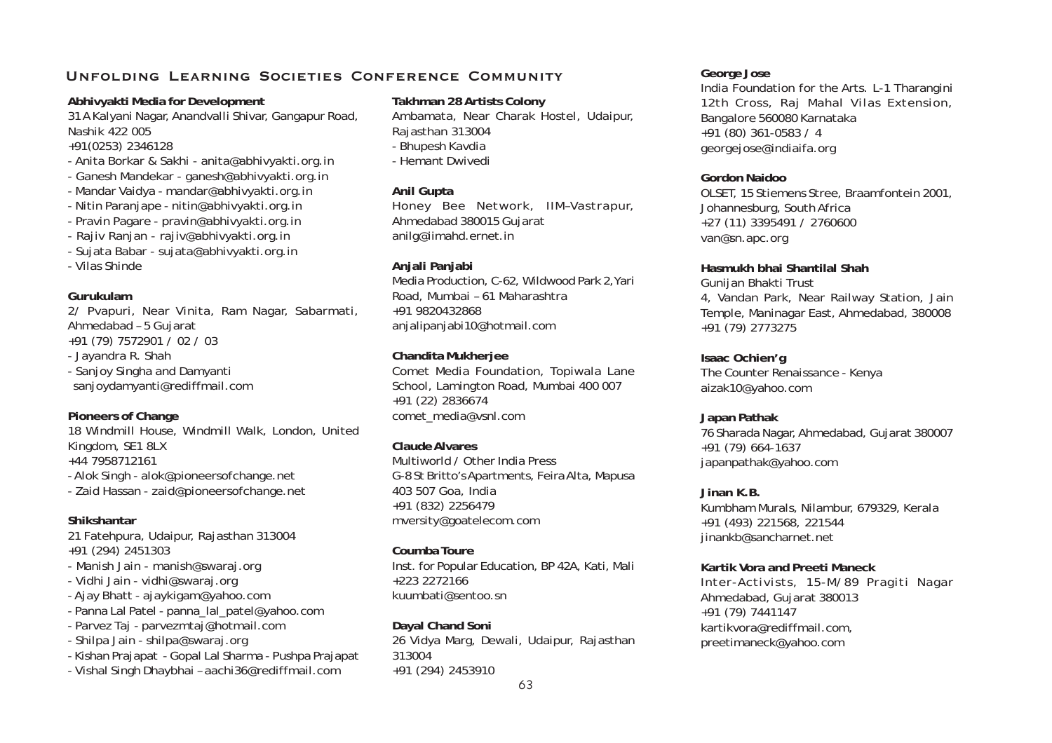# Unfolding Learning Societies Conference Community

**Abhivyakti Media for Development**
31 A Kalyani Nagar, Anandvalli Shivar, Gangapur Road, Nashik 422 005
+91(0253) 2346128
- Anita Borkar & Sakhi - anita@abhivyakti.org.in
- Ganesh Mandekar - ganesh@abhivyakti.org.in
- Mandar Vaidya - mandar@abhivyakti.org.in
- Nitin Paranjape - nitin@abhivyakti.org.in
- Pravin Pagare - pravin@abhivyakti.org.in
- Rajiv Ranjan - rajiv@abhivyakti.org.in
- Sujata Babar - sujata@abhivyakti.org.in
- Vilas Shinde

**Gurukulam**
2/ Pvapuri, Near Vinita, Ram Nagar, Sabarmati, Ahmedabad – 5 Gujarat
+91 (79) 7572901 / 02 / 03
- Jayandra R. Shah
- Sanjoy Singha and Damyanti
  sanjoydamyanti@rediffmail.com

**Pioneers of Change**
18 Windmill House, Windmill Walk, London, United Kingdom, SE1 8LX
+44 7958712161
- Alok Singh - alok@pioneersofchange.net
- Zaid Hassan - zaid@pioneersofchange.net

**Shikshantar**
21 Fatehpura, Udaipur, Rajasthan 313004
+91 (294) 2451303
- Manish Jain - manish@swaraj.org
- Vidhi Jain - vidhi@swaraj.org
- Ajay Bhatt - ajaykigam@yahoo.com
- Panna Lal Patel - panna_lal_patel@yahoo.com
- Parvez Taj - parvezmtaj@hotmail.com
- Shilpa Jain - shilpa@swaraj.org
- Kishan Prajapat - Gopal Lal Sharma - Pushpa Prajapat
- Vishal Singh Dhaybhai – aachi36@rediffmail.com

**Takhman 28 Artists Colony**
Ambamata, Near Charak Hostel, Udaipur, Rajasthan 313004
- Bhupesh Kavdia
- Hemant Dwivedi

**Anil Gupta**
Honey Bee Network, IIM–Vastrapur, Ahmedabad 380015 Gujarat
anilg@iimahd.ernet.in

**Anjali Panjabi**
Media Production, C-62, Wildwood Park 2, Yari Road, Mumbai – 61 Maharashtra
+91 9820432868
anjalipanjabi10@hotmail.com

**Chandita Mukherjee**
Comet Media Foundation, Topiwala Lane School, Lamington Road, Mumbai 400 007
+91 (22) 2836674
comet_media@vsnl.com

**Claude Alvares**
Multiworld / Other India Press
G-8 St Britto's Apartments, Feira Alta, Mapusa 403 507 Goa, India
+91 (832) 2256479
mversity@goatelecom.com

**Coumba Toure**
Inst. for Popular Education, BP 42A, Kati, Mali
+223 2272166
kuumbati@sentoo.sn

**Dayal Chand Soni**
26 Vidya Marg, Dewali, Udaipur, Rajasthan 313004
+91 (294) 2453910

**George Jose**
India Foundation for the Arts. L-1 Tharangini 12th Cross, Raj Mahal Vilas Extension, Bangalore 560080 Karnataka
+91 (80) 361-0583 / 4
georgejose@indiaifa.org

**Gordon Naidoo**
OLSET, 15 Stiemens Stree, Braamfontein 2001, Johannesburg, South Africa
+27 (11) 3395491 / 2760600
van@sn.apc.org

**Hasmukh bhai Shantilal Shah**
Gunijan Bhakti Trust
4, Vandan Park, Near Railway Station, Jain Temple, Maninagar East, Ahmedabad, 380008
+91 (79) 2773275

**Isaac Ochien'g**
The Counter Renaissance - Kenya
aizak10@yahoo.com

**Japan Pathak**
76 Sharada Nagar, Ahmedabad, Gujarat 380007
+91 (79) 664-1637
japanpathak@yahoo.com

**Jinan K.B.**
Kumbham Murals, Nilambur, 679329, Kerala
+91 (493) 221568, 221544
jinankb@sancharnet.net

**Kartik Vora and Preeti Maneck**
Inter-Activists, 15-M/89 Pragiti Nagar Ahmedabad, Gujarat 380013
+91 (79) 7441147
kartikvora@rediffmail.com,
preetimaneck@yahoo.com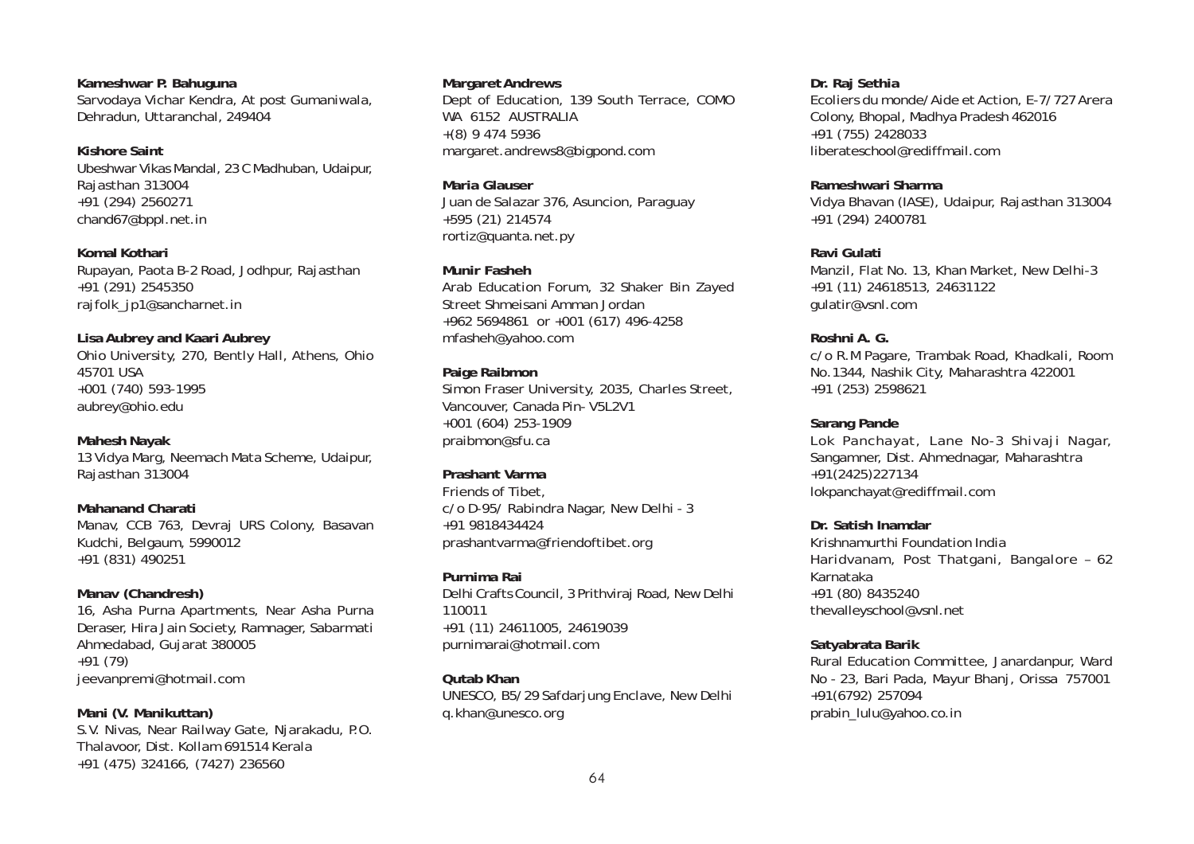**Kameshwar P. Bahuguna**
Sarvodaya Vichar Kendra, At post Gumaniwala, Dehradun, Uttaranchal, 249404

**Kishore Saint**
Ubeshwar Vikas Mandal, 23 C Madhuban, Udaipur, Rajasthan 313004
+91 (294) 2560271
chand67@bppl.net.in

**Komal Kothari**
Rupayan, Paota B-2 Road, Jodhpur, Rajasthan
+91 (291) 2545350
rajfolk_jp1@sancharnet.in

**Lisa Aubrey and Kaari Aubrey**
Ohio University, 270, Bently Hall, Athens, Ohio 45701 USA
+001 (740) 593-1995
aubrey@ohio.edu

**Mahesh Nayak**
13 Vidya Marg, Neemach Mata Scheme, Udaipur, Rajasthan 313004

**Mahanand Charati**
Manav, CCB 763, Devraj URS Colony, Basavan Kudchi, Belgaum, 5990012
+91 (831) 490251

**Manav (Chandresh)**
16, Asha Purna Apartments, Near Asha Purna Deraser, Hira Jain Society, Ramnager, Sabarmati Ahmedabad, Gujarat 380005
+91 (79)
jeevanpremi@hotmail.com

**Mani (V. Manikuttan)**
S.V. Nivas, Near Railway Gate, Njarakadu, P.O. Thalavoor, Dist. Kollam 691514 Kerala
+91 (475) 324166, (7427) 236560

**Margaret Andrews**
Dept of Education, 139 South Terrace, COMO WA 6152 AUSTRALIA
+(8) 9 474 5936
margaret.andrews8@bigpond.com

**Maria Glauser**
Juan de Salazar 376, Asuncion, Paraguay
+595 (21) 214574
rortiz@quanta.net.py

**Munir Fasheh**
Arab Education Forum, 32 Shaker Bin Zayed Street Shmeisani Amman Jordan
+962 5694861 or +001 (617) 496-4258
mfasheh@yahoo.com

**Paige Raibmon**
Simon Fraser University, 2035, Charles Street, Vancouver, Canada Pin- V5L2V1
+001 (604) 253-1909
praibmon@sfu.ca

**Prashant Varma**
Friends of Tibet,
c/o D-95/ Rabindra Nagar, New Delhi - 3
+91 9818434424
prashantvarma@friendoftibet.org

**Purnima Rai**
Delhi Crafts Council, 3 Prithviraj Road, New Delhi 110011
+91 (11) 24611005, 24619039
purnimarai@hotmail.com

**Qutab Khan**
UNESCO, B5/29 Safdarjung Enclave, New Delhi
q.khan@unesco.org

**Dr. Raj Sethia**
Ecoliers du monde/Aide et Action, E-7/727 Arera Colony, Bhopal, Madhya Pradesh 462016
+91 (755) 2428033
liberateschool@rediffmail.com

**Rameshwari Sharma**
Vidya Bhavan (IASE), Udaipur, Rajasthan 313004
+91 (294) 2400781

**Ravi Gulati**
Manzil, Flat No. 13, Khan Market, New Delhi-3
+91 (11) 24618513, 24631122
gulatir@vsnl.com

**Roshni A. G.**
c/o R.M Pagare, Trambak Road, Khadkali, Room No.1344, Nashik City, Maharashtra 422001
+91 (253) 2598621

**Sarang Pande**
Lok Panchayat, Lane No-3 Shivaji Nagar, Sangamner, Dist. Ahmednagar, Maharashtra
+91(2425)227134
lokpanchayat@rediffmail.com

**Dr. Satish Inamdar**
Krishnamurthi Foundation India
Haridvanam, Post Thatgani, Bangalore – 62 Karnataka
+91 (80) 8435240
thevalleyschool@vsnl.net

**Satyabrata Barik**
Rural Education Committee, Janardanpur, Ward No - 23, Bari Pada, Mayur Bhanj, Orissa 757001
+91(6792) 257094
prabin_lulu@yahoo.co.in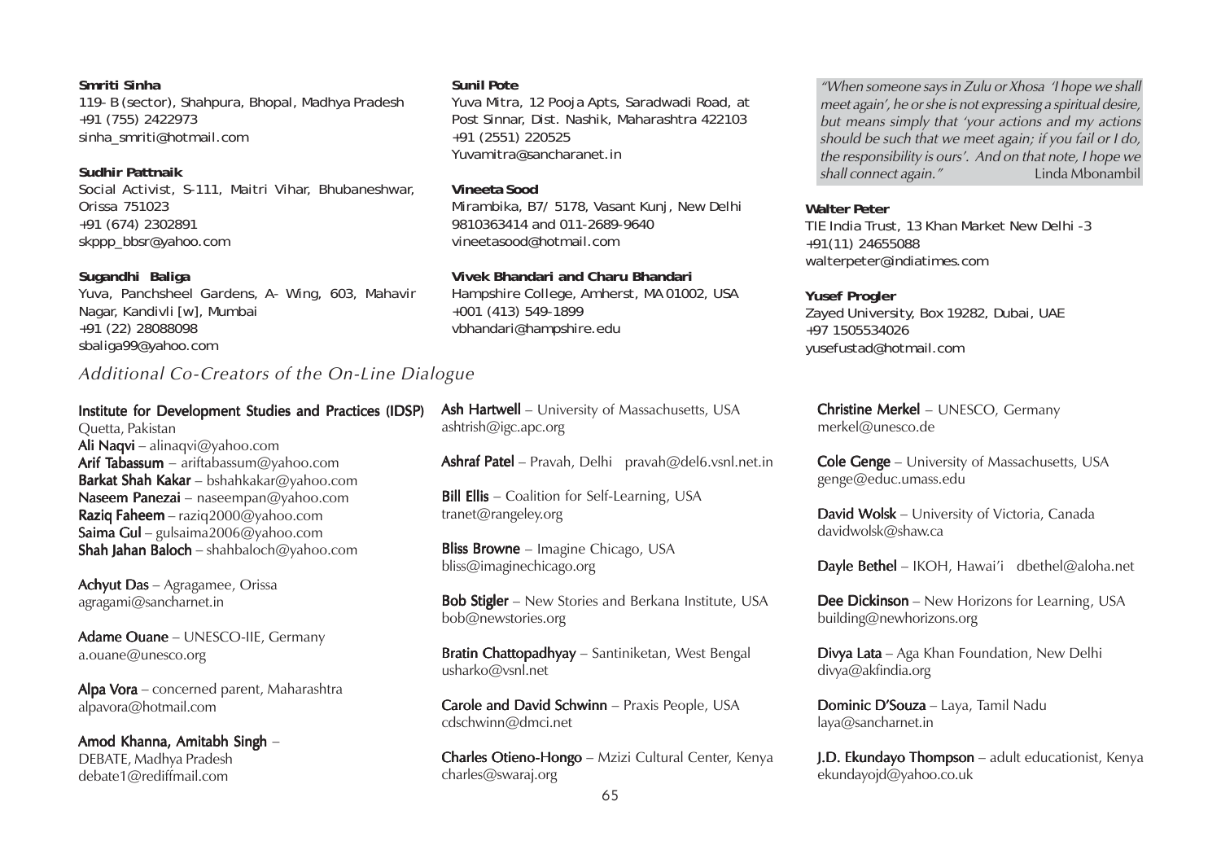**Smriti Sinha**
119- B (sector), Shahpura, Bhopal, Madhya Pradesh
+91 (755) 2422973
sinha_smriti@hotmail.com

**Sudhir Pattnaik**
Social Activist, S-111, Maitri Vihar, Bhubaneshwar, Orissa 751023
+91 (674) 2302891
skppp_bbsr@yahoo.com

**Sugandhi Baliga**
Yuva, Panchsheel Gardens, A- Wing, 603, Mahavir Nagar, Kandivli [w], Mumbai
+91 (22) 28088098
sbaliga99@yahoo.com

**Sunil Pote**
Yuva Mitra, 12 Pooja Apts, Saradwadi Road, at Post Sinnar, Dist. Nashik, Maharashtra 422103
+91 (2551) 220525
Yuvamitra@sancharanet.in

**Vineeta Sood**
Mirambika, B7/ 5178, Vasant Kunj, New Delhi
9810363414 and 011-2689-9640
vineetasood@hotmail.com

**Vivek Bhandari and Charu Bhandari**
Hampshire College, Amherst, MA 01002, USA
+001 (413) 549-1899
vbhandari@hampshire.edu

*"When someone says in Zulu or Xhosa 'I hope we shall meet again', he or she is not expressing a spiritual desire, but means simply that 'your actions and my actions should be such that we meet again; if you fail or I do, the responsibility is ours'. And on that note, I hope we shall connect again."* Linda Mbonambil

**Walter Peter**
TIE India Trust, 13 Khan Market New Delhi -3
+91(11) 24655088
walterpeter@indiatimes.com

**Yusef Progler**
Zayed University, Box 19282, Dubai, UAE
+97 1505534026
yusefustad@hotmail.com

## *Additional Co-Creators of the On-Line Dialogue*

**Institute for Development Studies and Practices (IDSP)**
Quetta, Pakistan
**Ali Naqvi** – alinaqvi@yahoo.com
**Arif Tabassum** – ariftabassum@yahoo.com
**Barkat Shah Kakar** – bshahkakar@yahoo.com
**Naseem Panezai** – naseempan@yahoo.com
**Raziq Faheem** – raziq2000@yahoo.com
**Saima Gul** – gulsaima2006@yahoo.com
**Shah Jahan Baloch** – shahbaloch@yahoo.com

**Achyut Das** – Agragamee, Orissa
agragami@sancharnet.in

**Adame Ouane** – UNESCO-IIE, Germany
a.ouane@unesco.org

**Alpa Vora** – concerned parent, Maharashtra
alpavora@hotmail.com

**Amod Khanna, Amitabh Singh** –
DEBATE, Madhya Pradesh
debate1@rediffmail.com

**Ash Hartwell** – University of Massachusetts, USA
ashtrish@igc.apc.org

**Ashraf Patel** – Pravah, Delhi pravah@del6.vsnl.net.in

**Bill Ellis** – Coalition for Self-Learning, USA
tranet@rangeley.org

**Bliss Browne** – Imagine Chicago, USA
bliss@imaginechicago.org

**Bob Stigler** – New Stories and Berkana Institute, USA
bob@newstories.org

**Bratin Chattopadhyay** – Santiniketan, West Bengal
usharko@vsnl.net

**Carole and David Schwinn** – Praxis People, USA
cdschwinn@dmci.net

**Charles Otieno-Hongo** – Mzizi Cultural Center, Kenya
charles@swaraj.org

**Christine Merkel** – UNESCO, Germany
merkel@unesco.de

**Cole Genge** – University of Massachusetts, USA
genge@educ.umass.edu

**David Wolsk** – University of Victoria, Canada
davidwolsk@shaw.ca

**Dayle Bethel** – IKOH, Hawai'i dbethel@aloha.net

**Dee Dickinson** – New Horizons for Learning, USA
building@newhorizons.org

**Divya Lata** – Aga Khan Foundation, New Delhi
divya@akfindia.org

**Dominic D'Souza** – Laya, Tamil Nadu
laya@sancharnet.in

**J.D. Ekundayo Thompson** – adult educationist, Kenya
ekundayojd@yahoo.co.uk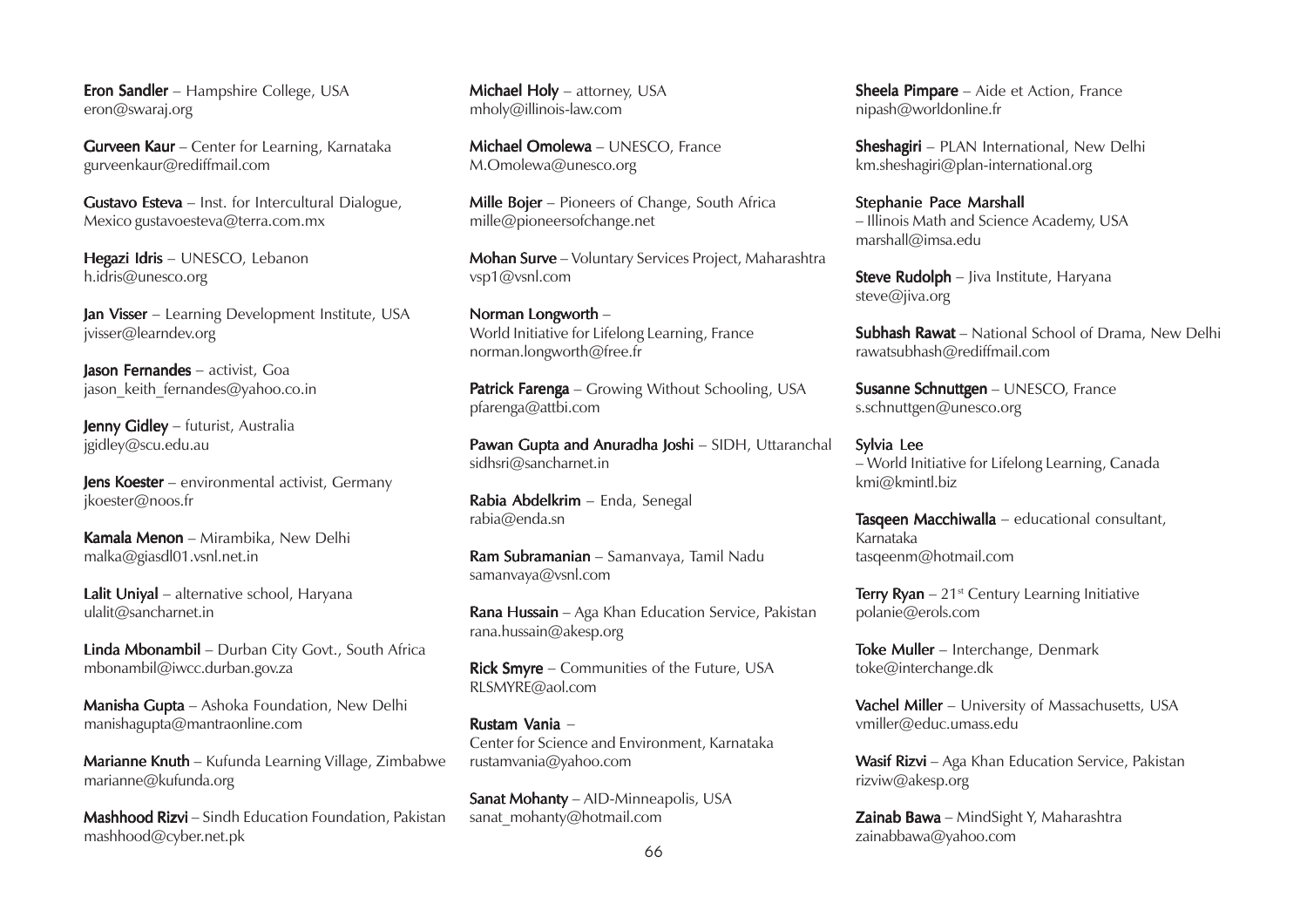**Eron Sandler** – Hampshire College, USA
eron@swaraj.org

**Gurveen Kaur** – Center for Learning, Karnataka
gurveenkaur@rediffmail.com

**Gustavo Esteva** – Inst. for Intercultural Dialogue, Mexico gustavoesteva@terra.com.mx

**Hegazi Idris** – UNESCO, Lebanon
h.idris@unesco.org

**Jan Visser** – Learning Development Institute, USA
jvisser@learndev.org

**Jason Fernandes** – activist, Goa
jason_keith_fernandes@yahoo.co.in

**Jenny Gidley** – futurist, Australia
jgidley@scu.edu.au

**Jens Koester** – environmental activist, Germany
jkoester@noos.fr

**Kamala Menon** – Mirambika, New Delhi
malka@giasdl01.vsnl.net.in

**Lalit Uniyal** – alternative school, Haryana
ulalit@sancharnet.in

**Linda Mbonambil** – Durban City Govt., South Africa
mbonambil@iwcc.durban.gov.za

**Manisha Gupta** – Ashoka Foundation, New Delhi
manishagupta@mantraonline.com

**Marianne Knuth** – Kufunda Learning Village, Zimbabwe
marianne@kufunda.org

**Mashhood Rizvi** – Sindh Education Foundation, Pakistan
mashhood@cyber.net.pk

**Michael Holy** – attorney, USA
mholy@illinois-law.com

**Michael Omolewa** – UNESCO, France
M.Omolewa@unesco.org

**Mille Bojer** – Pioneers of Change, South Africa
mille@pioneersofchange.net

**Mohan Surve** – Voluntary Services Project, Maharashtra
vsp1@vsnl.com

**Norman Longworth** –
World Initiative for Lifelong Learning, France
norman.longworth@free.fr

**Patrick Farenga** – Growing Without Schooling, USA
pfarenga@attbi.com

**Pawan Gupta and Anuradha Joshi** – SIDH, Uttaranchal
sidhsri@sancharnet.in

**Rabia Abdelkrim** – Enda, Senegal
rabia@enda.sn

**Ram Subramanian** – Samanvaya, Tamil Nadu
samanvaya@vsnl.com

**Rana Hussain** – Aga Khan Education Service, Pakistan
rana.hussain@akesp.org

**Rick Smyre** – Communities of the Future, USA
RLSMYRE@aol.com

**Rustam Vania** –
Center for Science and Environment, Karnataka
rustamvania@yahoo.com

**Sanat Mohanty** – AID-Minneapolis, USA
sanat_mohanty@hotmail.com

**Sheela Pimpare** – Aide et Action, France
nipash@worldonline.fr

**Sheshagiri** – PLAN International, New Delhi
km.sheshagiri@plan-international.org

**Stephanie Pace Marshall**
– Illinois Math and Science Academy, USA
marshall@imsa.edu

**Steve Rudolph** – Jiva Institute, Haryana
steve@jiva.org

**Subhash Rawat** – National School of Drama, New Delhi
rawatsubhash@rediffmail.com

**Susanne Schnuttgen** – UNESCO, France
s.schnuttgen@unesco.org

**Sylvia Lee**
– World Initiative for Lifelong Learning, Canada
kmi@kmintl.biz

**Tasqeen Macchiwalla** – educational consultant, Karnataka
tasqeenm@hotmail.com

**Terry Ryan** – 21st Century Learning Initiative
polanie@erols.com

**Toke Muller** – Interchange, Denmark
toke@interchange.dk

**Vachel Miller** – University of Massachusetts, USA
vmiller@educ.umass.edu

**Wasif Rizvi** – Aga Khan Education Service, Pakistan
rizviw@akesp.org

**Zainab Bawa** – MindSight Y, Maharashtra
zainabbawa@yahoo.com